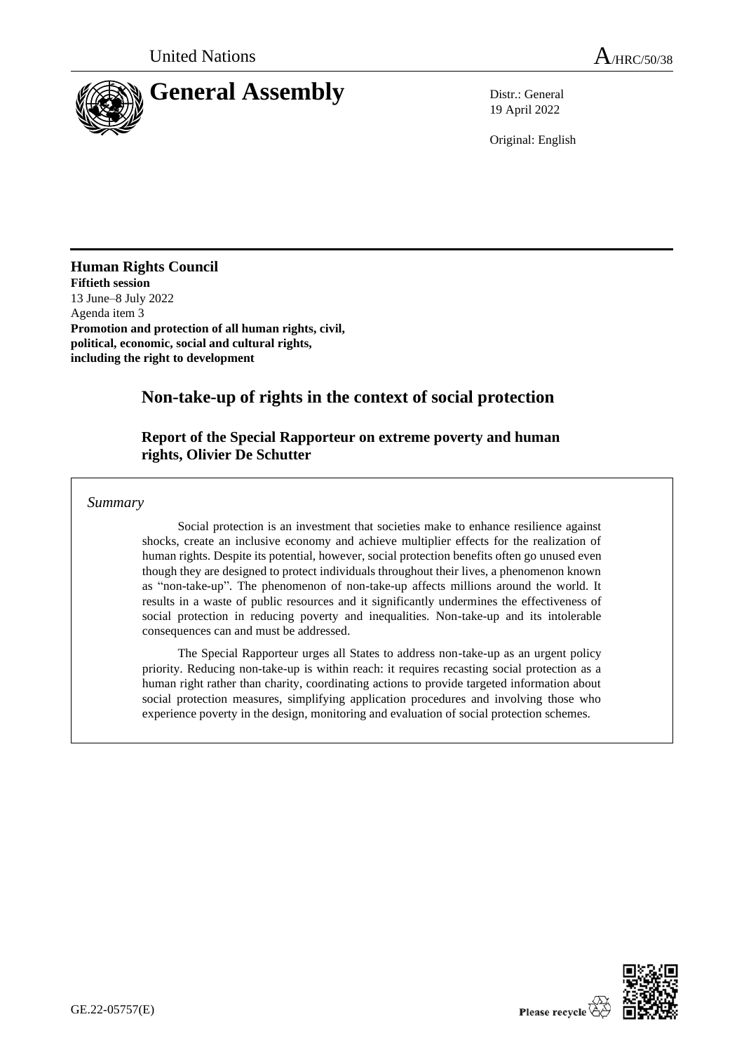United Nations A/HRC/50/38

# General Assembly

Distr.: General
19 April 2022

Original: English

**Human Rights Council**
**Fiftieth session**
13 June–8 July 2022
Agenda item 3
**Promotion and protection of all human rights, civil, political, economic, social and cultural rights, including the right to development**

## Non-take-up of rights in the context of social protection

### Report of the Special Rapporteur on extreme poverty and human rights, Olivier De Schutter

*Summary*

Social protection is an investment that societies make to enhance resilience against shocks, create an inclusive economy and achieve multiplier effects for the realization of human rights. Despite its potential, however, social protection benefits often go unused even though they are designed to protect individuals throughout their lives, a phenomenon known as "non-take-up". The phenomenon of non-take-up affects millions around the world. It results in a waste of public resources and it significantly undermines the effectiveness of social protection in reducing poverty and inequalities. Non-take-up and its intolerable consequences can and must be addressed.

The Special Rapporteur urges all States to address non-take-up as an urgent policy priority. Reducing non-take-up is within reach: it requires recasting social protection as a human right rather than charity, coordinating actions to provide targeted information about social protection measures, simplifying application procedures and involving those who experience poverty in the design, monitoring and evaluation of social protection schemes.

GE.22-05757(E)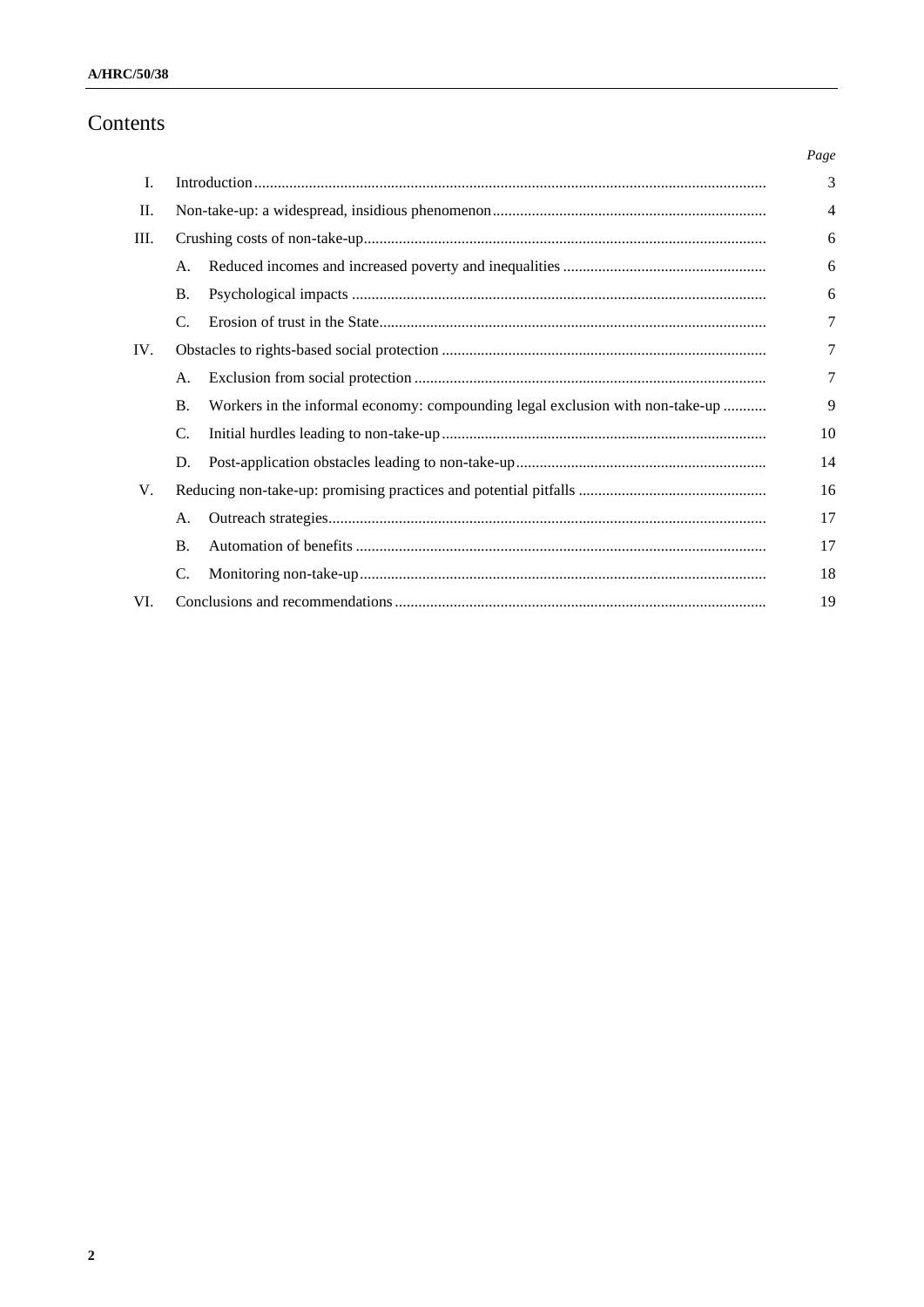# Contents

| | | | Page |
|---|---|---|---|
| I. | Introduction | | 3 |
| II. | Non-take-up: a widespread, insidious phenomenon | | 4 |
| III. | Crushing costs of non-take-up | | 6 |
| | A. | Reduced incomes and increased poverty and inequalities | 6 |
| | B. | Psychological impacts | 6 |
| | C. | Erosion of trust in the State | 7 |
| IV. | Obstacles to rights-based social protection | | 7 |
| | A. | Exclusion from social protection | 7 |
| | B. | Workers in the informal economy: compounding legal exclusion with non-take-up | 9 |
| | C. | Initial hurdles leading to non-take-up | 10 |
| | D. | Post-application obstacles leading to non-take-up | 14 |
| V. | Reducing non-take-up: promising practices and potential pitfalls | | 16 |
| | A. | Outreach strategies | 17 |
| | B. | Automation of benefits | 17 |
| | C. | Monitoring non-take-up | 18 |
| VI. | Conclusions and recommendations | | 19 |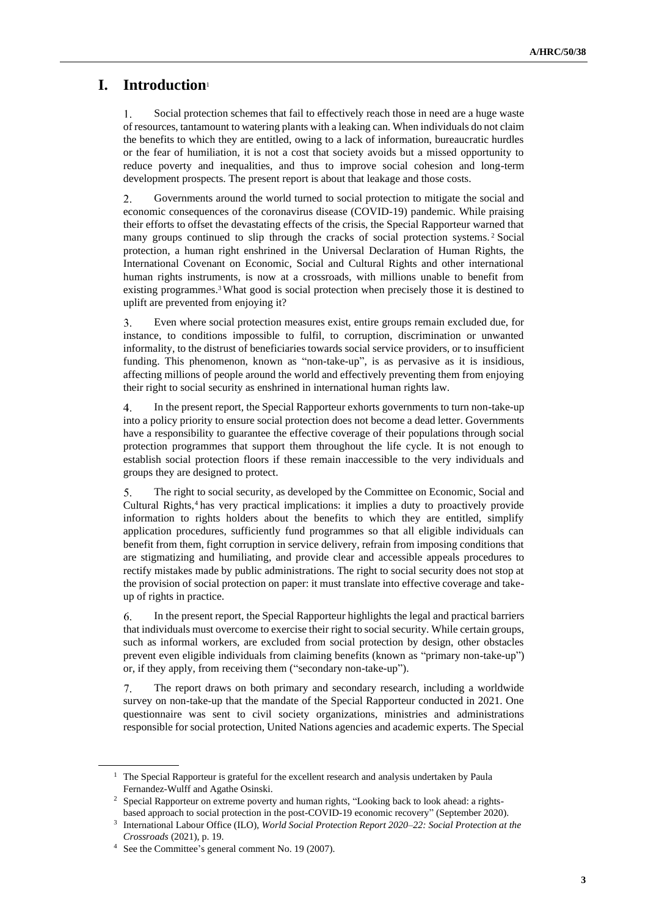# I. Introduction[1]

1. Social protection schemes that fail to effectively reach those in need are a huge waste of resources, tantamount to watering plants with a leaking can. When individuals do not claim the benefits to which they are entitled, owing to a lack of information, bureaucratic hurdles or the fear of humiliation, it is not a cost that society avoids but a missed opportunity to reduce poverty and inequalities, and thus to improve social cohesion and long-term development prospects. The present report is about that leakage and those costs.

2. Governments around the world turned to social protection to mitigate the social and economic consequences of the coronavirus disease (COVID-19) pandemic. While praising their efforts to offset the devastating effects of the crisis, the Special Rapporteur warned that many groups continued to slip through the cracks of social protection systems.[2] Social protection, a human right enshrined in the Universal Declaration of Human Rights, the International Covenant on Economic, Social and Cultural Rights and other international human rights instruments, is now at a crossroads, with millions unable to benefit from existing programmes.[3] What good is social protection when precisely those it is destined to uplift are prevented from enjoying it?

3. Even where social protection measures exist, entire groups remain excluded due, for instance, to conditions impossible to fulfil, to corruption, discrimination or unwanted informality, to the distrust of beneficiaries towards social service providers, or to insufficient funding. This phenomenon, known as "non-take-up", is as pervasive as it is insidious, affecting millions of people around the world and effectively preventing them from enjoying their right to social security as enshrined in international human rights law.

4. In the present report, the Special Rapporteur exhorts governments to turn non-take-up into a policy priority to ensure social protection does not become a dead letter. Governments have a responsibility to guarantee the effective coverage of their populations through social protection programmes that support them throughout the life cycle. It is not enough to establish social protection floors if these remain inaccessible to the very individuals and groups they are designed to protect.

5. The right to social security, as developed by the Committee on Economic, Social and Cultural Rights,[4] has very practical implications: it implies a duty to proactively provide information to rights holders about the benefits to which they are entitled, simplify application procedures, sufficiently fund programmes so that all eligible individuals can benefit from them, fight corruption in service delivery, refrain from imposing conditions that are stigmatizing and humiliating, and provide clear and accessible appeals procedures to rectify mistakes made by public administrations. The right to social security does not stop at the provision of social protection on paper: it must translate into effective coverage and take-up of rights in practice.

6. In the present report, the Special Rapporteur highlights the legal and practical barriers that individuals must overcome to exercise their right to social security. While certain groups, such as informal workers, are excluded from social protection by design, other obstacles prevent even eligible individuals from claiming benefits (known as "primary non-take-up") or, if they apply, from receiving them ("secondary non-take-up").

7. The report draws on both primary and secondary research, including a worldwide survey on non-take-up that the mandate of the Special Rapporteur conducted in 2021. One questionnaire was sent to civil society organizations, ministries and administrations responsible for social protection, United Nations agencies and academic experts. The Special

---

[1] The Special Rapporteur is grateful for the excellent research and analysis undertaken by Paula Fernandez-Wulff and Agathe Osinski.

[2] Special Rapporteur on extreme poverty and human rights, "Looking back to look ahead: a rights-based approach to social protection in the post-COVID-19 economic recovery" (September 2020).

[3] International Labour Office (ILO), *World Social Protection Report 2020–22: Social Protection at the Crossroads* (2021), p. 19.

[4] See the Committee's general comment No. 19 (2007).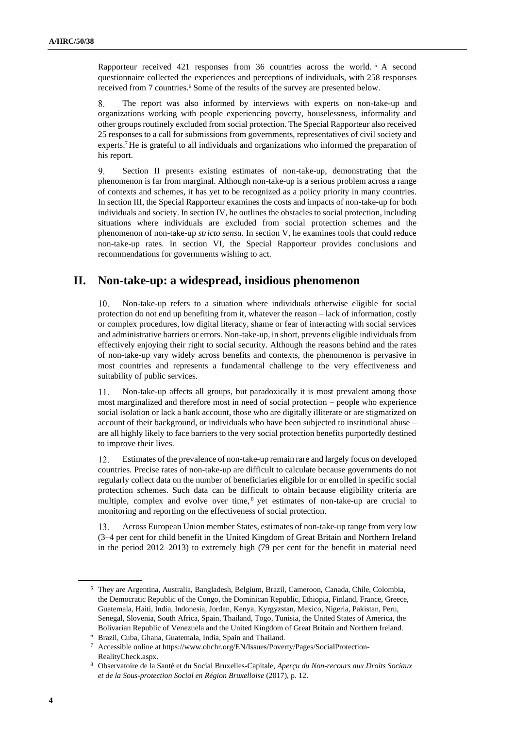Rapporteur received 421 responses from 36 countries across the world.[5] A second questionnaire collected the experiences and perceptions of individuals, with 258 responses received from 7 countries.[6] Some of the results of the survey are presented below.

8. The report was also informed by interviews with experts on non-take-up and organizations working with people experiencing poverty, houselessness, informality and other groups routinely excluded from social protection. The Special Rapporteur also received 25 responses to a call for submissions from governments, representatives of civil society and experts.[7] He is grateful to all individuals and organizations who informed the preparation of his report.

9. Section II presents existing estimates of non-take-up, demonstrating that the phenomenon is far from marginal. Although non-take-up is a serious problem across a range of contexts and schemes, it has yet to be recognized as a policy priority in many countries. In section III, the Special Rapporteur examines the costs and impacts of non-take-up for both individuals and society. In section IV, he outlines the obstacles to social protection, including situations where individuals are excluded from social protection schemes and the phenomenon of non-take-up *stricto sensu*. In section V, he examines tools that could reduce non-take-up rates. In section VI, the Special Rapporteur provides conclusions and recommendations for governments wishing to act.

## II. Non-take-up: a widespread, insidious phenomenon

10. Non-take-up refers to a situation where individuals otherwise eligible for social protection do not end up benefiting from it, whatever the reason – lack of information, costly or complex procedures, low digital literacy, shame or fear of interacting with social services and administrative barriers or errors. Non-take-up, in short, prevents eligible individuals from effectively enjoying their right to social security. Although the reasons behind and the rates of non-take-up vary widely across benefits and contexts, the phenomenon is pervasive in most countries and represents a fundamental challenge to the very effectiveness and suitability of public services.

11. Non-take-up affects all groups, but paradoxically it is most prevalent among those most marginalized and therefore most in need of social protection – people who experience social isolation or lack a bank account, those who are digitally illiterate or are stigmatized on account of their background, or individuals who have been subjected to institutional abuse – are all highly likely to face barriers to the very social protection benefits purportedly destined to improve their lives.

12. Estimates of the prevalence of non-take-up remain rare and largely focus on developed countries. Precise rates of non-take-up are difficult to calculate because governments do not regularly collect data on the number of beneficiaries eligible for or enrolled in specific social protection schemes. Such data can be difficult to obtain because eligibility criteria are multiple, complex and evolve over time,[8] yet estimates of non-take-up are crucial to monitoring and reporting on the effectiveness of social protection.

13. Across European Union member States, estimates of non-take-up range from very low (3–4 per cent for child benefit in the United Kingdom of Great Britain and Northern Ireland in the period 2012–2013) to extremely high (79 per cent for the benefit in material need

---

[5] They are Argentina, Australia, Bangladesh, Belgium, Brazil, Cameroon, Canada, Chile, Colombia, the Democratic Republic of the Congo, the Dominican Republic, Ethiopia, Finland, France, Greece, Guatemala, Haiti, India, Indonesia, Jordan, Kenya, Kyrgyzstan, Mexico, Nigeria, Pakistan, Peru, Senegal, Slovenia, South Africa, Spain, Thailand, Togo, Tunisia, the United States of America, the Bolivarian Republic of Venezuela and the United Kingdom of Great Britain and Northern Ireland.

[6] Brazil, Cuba, Ghana, Guatemala, India, Spain and Thailand.

[7] Accessible online at https://www.ohchr.org/EN/Issues/Poverty/Pages/SocialProtection-RealityCheck.aspx.

[8] Observatoire de la Santé et du Social Bruxelles-Capitale, *Aperçu du Non-recours aux Droits Sociaux et de la Sous-protection Social en Région Bruxelloise* (2017), p. 12.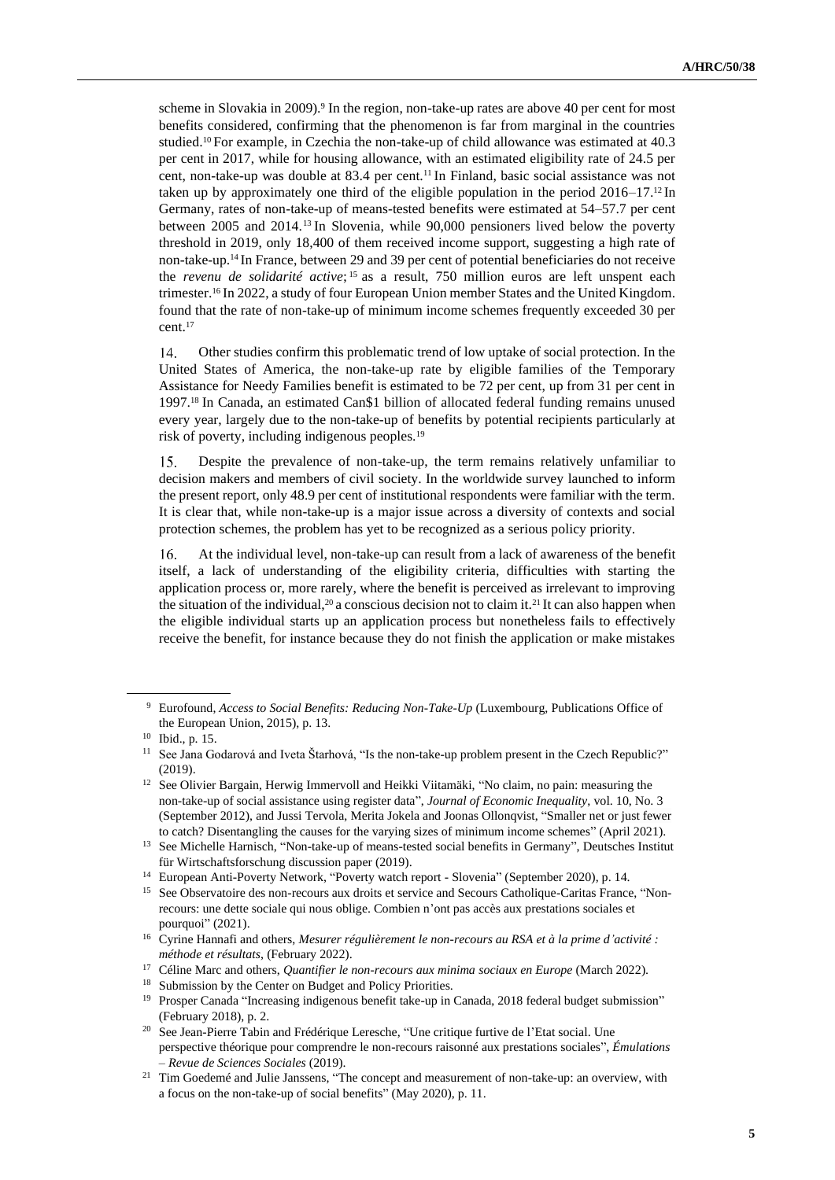scheme in Slovakia in 2009).[9] In the region, non-take-up rates are above 40 per cent for most benefits considered, confirming that the phenomenon is far from marginal in the countries studied.[10] For example, in Czechia the non-take-up of child allowance was estimated at 40.3 per cent in 2017, while for housing allowance, with an estimated eligibility rate of 24.5 per cent, non-take-up was double at 83.4 per cent.[11] In Finland, basic social assistance was not taken up by approximately one third of the eligible population in the period 2016–17.[12] In Germany, rates of non-take-up of means-tested benefits were estimated at 54–57.7 per cent between 2005 and 2014.[13] In Slovenia, while 90,000 pensioners lived below the poverty threshold in 2019, only 18,400 of them received income support, suggesting a high rate of non-take-up.[14] In France, between 29 and 39 per cent of potential beneficiaries do not receive the *revenu de solidarité active*;[15] as a result, 750 million euros are left unspent each trimester.[16] In 2022, a study of four European Union member States and the United Kingdom. found that the rate of non-take-up of minimum income schemes frequently exceeded 30 per cent.[17]

14. Other studies confirm this problematic trend of low uptake of social protection. In the United States of America, the non-take-up rate by eligible families of the Temporary Assistance for Needy Families benefit is estimated to be 72 per cent, up from 31 per cent in 1997.[18] In Canada, an estimated Can$1 billion of allocated federal funding remains unused every year, largely due to the non-take-up of benefits by potential recipients particularly at risk of poverty, including indigenous peoples.[19]

15. Despite the prevalence of non-take-up, the term remains relatively unfamiliar to decision makers and members of civil society. In the worldwide survey launched to inform the present report, only 48.9 per cent of institutional respondents were familiar with the term. It is clear that, while non-take-up is a major issue across a diversity of contexts and social protection schemes, the problem has yet to be recognized as a serious policy priority.

16. At the individual level, non-take-up can result from a lack of awareness of the benefit itself, a lack of understanding of the eligibility criteria, difficulties with starting the application process or, more rarely, where the benefit is perceived as irrelevant to improving the situation of the individual,[20] a conscious decision not to claim it.[21] It can also happen when the eligible individual starts up an application process but nonetheless fails to effectively receive the benefit, for instance because they do not finish the application or make mistakes

---

[9] Eurofound, *Access to Social Benefits: Reducing Non-Take-Up* (Luxembourg, Publications Office of the European Union, 2015), p. 13.

[10] Ibid., p. 15.

[11] See Jana Godarová and Iveta Štarhová, "Is the non-take-up problem present in the Czech Republic?" (2019).

[12] See Olivier Bargain, Herwig Immervoll and Heikki Viitamäki, "No claim, no pain: measuring the non-take-up of social assistance using register data", *Journal of Economic Inequality*, vol. 10, No. 3 (September 2012), and Jussi Tervola, Merita Jokela and Joonas Ollonqvist, "Smaller net or just fewer to catch? Disentangling the causes for the varying sizes of minimum income schemes" (April 2021).

[13] See Michelle Harnisch, "Non-take-up of means-tested social benefits in Germany", Deutsches Institut für Wirtschaftsforschung discussion paper (2019).

[14] European Anti-Poverty Network, "Poverty watch report - Slovenia" (September 2020), p. 14.

[15] See Observatoire des non-recours aux droits et service and Secours Catholique-Caritas France, "Non-recours: une dette sociale qui nous oblige. Combien n'ont pas accès aux prestations sociales et pourquoi" (2021).

[16] Cyrine Hannafi and others, *Mesurer régulièrement le non-recours au RSA et à la prime d'activité : méthode et résultats*, (February 2022).

[17] Céline Marc and others, *Quantifier le non-recours aux minima sociaux en Europe* (March 2022).

[18] Submission by the Center on Budget and Policy Priorities.

[19] Prosper Canada "Increasing indigenous benefit take-up in Canada, 2018 federal budget submission" (February 2018), p. 2.

[20] See Jean-Pierre Tabin and Frédérique Leresche, "Une critique furtive de l'Etat social. Une perspective théorique pour comprendre le non-recours raisonné aux prestations sociales", *Émulations – Revue de Sciences Sociales* (2019).

[21] Tim Goedemé and Julie Janssens, "The concept and measurement of non-take-up: an overview, with a focus on the non-take-up of social benefits" (May 2020), p. 11.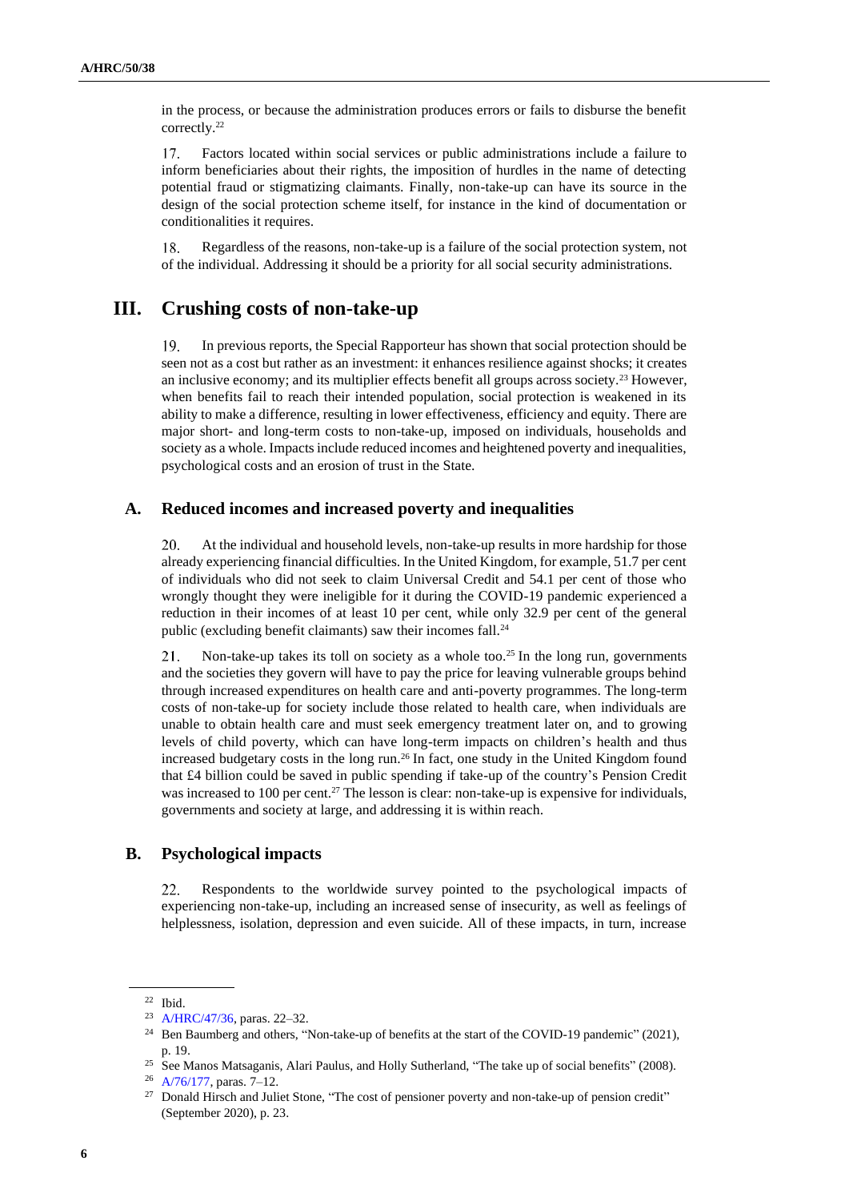in the process, or because the administration produces errors or fails to disburse the benefit correctly.[22]

17. Factors located within social services or public administrations include a failure to inform beneficiaries about their rights, the imposition of hurdles in the name of detecting potential fraud or stigmatizing claimants. Finally, non-take-up can have its source in the design of the social protection scheme itself, for instance in the kind of documentation or conditionalities it requires.

18. Regardless of the reasons, non-take-up is a failure of the social protection system, not of the individual. Addressing it should be a priority for all social security administrations.

## III. Crushing costs of non-take-up

19. In previous reports, the Special Rapporteur has shown that social protection should be seen not as a cost but rather as an investment: it enhances resilience against shocks; it creates an inclusive economy; and its multiplier effects benefit all groups across society.[23] However, when benefits fail to reach their intended population, social protection is weakened in its ability to make a difference, resulting in lower effectiveness, efficiency and equity. There are major short- and long-term costs to non-take-up, imposed on individuals, households and society as a whole. Impacts include reduced incomes and heightened poverty and inequalities, psychological costs and an erosion of trust in the State.

### A. Reduced incomes and increased poverty and inequalities

20. At the individual and household levels, non-take-up results in more hardship for those already experiencing financial difficulties. In the United Kingdom, for example, 51.7 per cent of individuals who did not seek to claim Universal Credit and 54.1 per cent of those who wrongly thought they were ineligible for it during the COVID-19 pandemic experienced a reduction in their incomes of at least 10 per cent, while only 32.9 per cent of the general public (excluding benefit claimants) saw their incomes fall.[24]

21. Non-take-up takes its toll on society as a whole too.[25] In the long run, governments and the societies they govern will have to pay the price for leaving vulnerable groups behind through increased expenditures on health care and anti-poverty programmes. The long-term costs of non-take-up for society include those related to health care, when individuals are unable to obtain health care and must seek emergency treatment later on, and to growing levels of child poverty, which can have long-term impacts on children's health and thus increased budgetary costs in the long run.[26] In fact, one study in the United Kingdom found that £4 billion could be saved in public spending if take-up of the country's Pension Credit was increased to 100 per cent.[27] The lesson is clear: non-take-up is expensive for individuals, governments and society at large, and addressing it is within reach.

### B. Psychological impacts

22. Respondents to the worldwide survey pointed to the psychological impacts of experiencing non-take-up, including an increased sense of insecurity, as well as feelings of helplessness, isolation, depression and even suicide. All of these impacts, in turn, increase

---

[22] Ibid.

[23] A/HRC/47/36, paras. 22–32.

[24] Ben Baumberg and others, "Non-take-up of benefits at the start of the COVID-19 pandemic" (2021), p. 19.

[25] See Manos Matsaganis, Alari Paulus, and Holly Sutherland, "The take up of social benefits" (2008).

[26] A/76/177, paras. 7–12.

[27] Donald Hirsch and Juliet Stone, "The cost of pensioner poverty and non-take-up of pension credit" (September 2020), p. 23.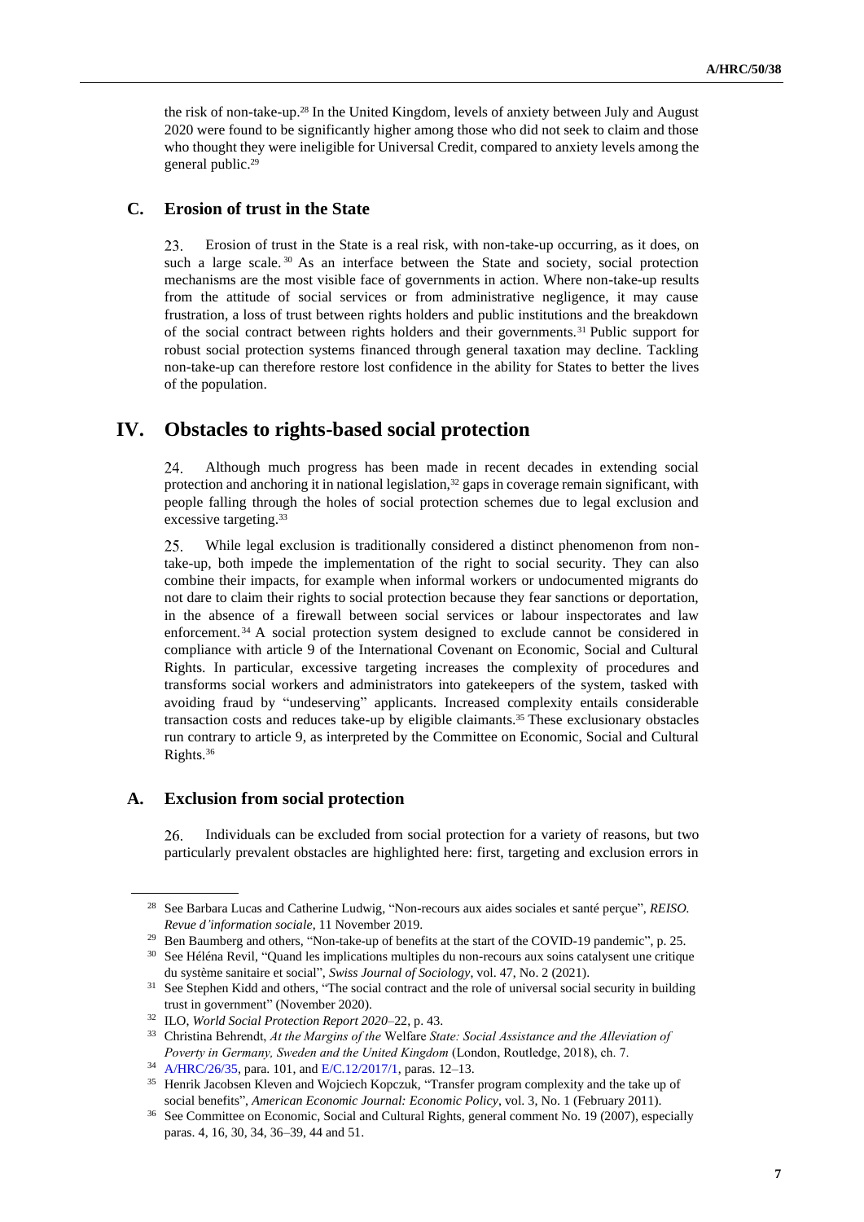the risk of non-take-up.[28] In the United Kingdom, levels of anxiety between July and August 2020 were found to be significantly higher among those who did not seek to claim and those who thought they were ineligible for Universal Credit, compared to anxiety levels among the general public.[29]

### C. Erosion of trust in the State

23. Erosion of trust in the State is a real risk, with non-take-up occurring, as it does, on such a large scale.[30] As an interface between the State and society, social protection mechanisms are the most visible face of governments in action. Where non-take-up results from the attitude of social services or from administrative negligence, it may cause frustration, a loss of trust between rights holders and public institutions and the breakdown of the social contract between rights holders and their governments.[31] Public support for robust social protection systems financed through general taxation may decline. Tackling non-take-up can therefore restore lost confidence in the ability for States to better the lives of the population.

## IV. Obstacles to rights-based social protection

24. Although much progress has been made in recent decades in extending social protection and anchoring it in national legislation,[32] gaps in coverage remain significant, with people falling through the holes of social protection schemes due to legal exclusion and excessive targeting.[33]

25. While legal exclusion is traditionally considered a distinct phenomenon from non-take-up, both impede the implementation of the right to social security. They can also combine their impacts, for example when informal workers or undocumented migrants do not dare to claim their rights to social protection because they fear sanctions or deportation, in the absence of a firewall between social services or labour inspectorates and law enforcement.[34] A social protection system designed to exclude cannot be considered in compliance with article 9 of the International Covenant on Economic, Social and Cultural Rights. In particular, excessive targeting increases the complexity of procedures and transforms social workers and administrators into gatekeepers of the system, tasked with avoiding fraud by "undeserving" applicants. Increased complexity entails considerable transaction costs and reduces take-up by eligible claimants.[35] These exclusionary obstacles run contrary to article 9, as interpreted by the Committee on Economic, Social and Cultural Rights.[36]

### A. Exclusion from social protection

26. Individuals can be excluded from social protection for a variety of reasons, but two particularly prevalent obstacles are highlighted here: first, targeting and exclusion errors in

---

[28] See Barbara Lucas and Catherine Ludwig, "Non-recours aux aides sociales et santé perçue", *REISO. Revue d'information sociale*, 11 November 2019.

[29] Ben Baumberg and others, "Non-take-up of benefits at the start of the COVID-19 pandemic", p. 25.

[30] See Héléna Revil, "Quand les implications multiples du non-recours aux soins catalysent une critique du système sanitaire et social", *Swiss Journal of Sociology*, vol. 47, No. 2 (2021).

[31] See Stephen Kidd and others, "The social contract and the role of universal social security in building trust in government" (November 2020).

[32] ILO, *World Social Protection Report 2020–22*, p. 43.

[33] Christina Behrendt, *At the Margins of the* Welfare *State: Social Assistance and the Alleviation of Poverty in Germany, Sweden and the United Kingdom* (London, Routledge, 2018), ch. 7.

[34] A/HRC/26/35, para. 101, and E/C.12/2017/1, paras. 12–13.

[35] Henrik Jacobsen Kleven and Wojciech Kopczuk, "Transfer program complexity and the take up of social benefits", *American Economic Journal: Economic Policy*, vol. 3, No. 1 (February 2011).

[36] See Committee on Economic, Social and Cultural Rights, general comment No. 19 (2007), especially paras. 4, 16, 30, 34, 36–39, 44 and 51.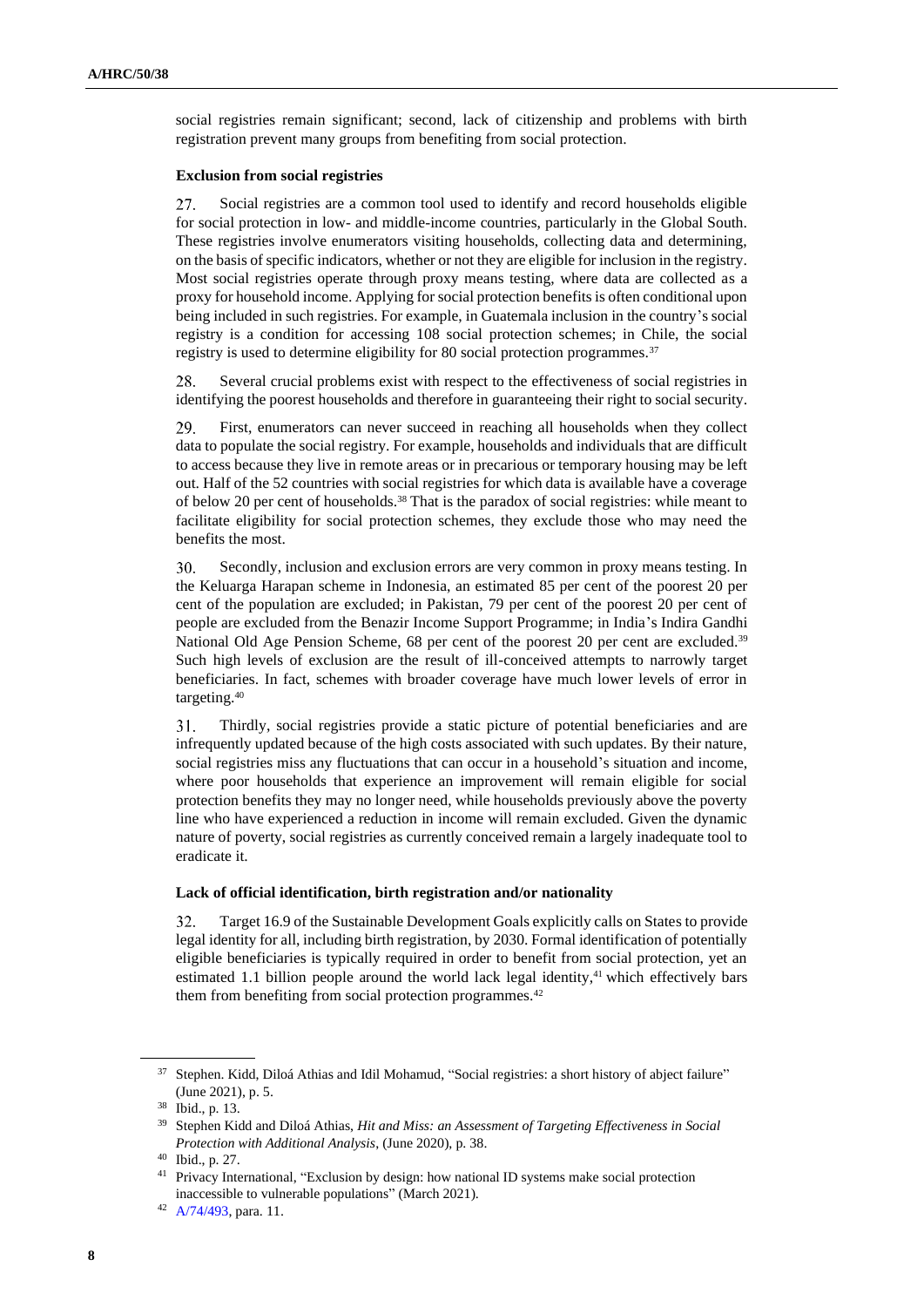social registries remain significant; second, lack of citizenship and problems with birth registration prevent many groups from benefiting from social protection.

**Exclusion from social registries**

27. Social registries are a common tool used to identify and record households eligible for social protection in low- and middle-income countries, particularly in the Global South. These registries involve enumerators visiting households, collecting data and determining, on the basis of specific indicators, whether or not they are eligible for inclusion in the registry. Most social registries operate through proxy means testing, where data are collected as a proxy for household income. Applying for social protection benefits is often conditional upon being included in such registries. For example, in Guatemala inclusion in the country's social registry is a condition for accessing 108 social protection schemes; in Chile, the social registry is used to determine eligibility for 80 social protection programmes.[37]

28. Several crucial problems exist with respect to the effectiveness of social registries in identifying the poorest households and therefore in guaranteeing their right to social security.

29. First, enumerators can never succeed in reaching all households when they collect data to populate the social registry. For example, households and individuals that are difficult to access because they live in remote areas or in precarious or temporary housing may be left out. Half of the 52 countries with social registries for which data is available have a coverage of below 20 per cent of households.[38] That is the paradox of social registries: while meant to facilitate eligibility for social protection schemes, they exclude those who may need the benefits the most.

30. Secondly, inclusion and exclusion errors are very common in proxy means testing. In the Keluarga Harapan scheme in Indonesia, an estimated 85 per cent of the poorest 20 per cent of the population are excluded; in Pakistan, 79 per cent of the poorest 20 per cent of people are excluded from the Benazir Income Support Programme; in India's Indira Gandhi National Old Age Pension Scheme, 68 per cent of the poorest 20 per cent are excluded.[39] Such high levels of exclusion are the result of ill-conceived attempts to narrowly target beneficiaries. In fact, schemes with broader coverage have much lower levels of error in targeting.[40]

31. Thirdly, social registries provide a static picture of potential beneficiaries and are infrequently updated because of the high costs associated with such updates. By their nature, social registries miss any fluctuations that can occur in a household's situation and income, where poor households that experience an improvement will remain eligible for social protection benefits they may no longer need, while households previously above the poverty line who have experienced a reduction in income will remain excluded. Given the dynamic nature of poverty, social registries as currently conceived remain a largely inadequate tool to eradicate it.

**Lack of official identification, birth registration and/or nationality**

32. Target 16.9 of the Sustainable Development Goals explicitly calls on States to provide legal identity for all, including birth registration, by 2030. Formal identification of potentially eligible beneficiaries is typically required in order to benefit from social protection, yet an estimated 1.1 billion people around the world lack legal identity,[41] which effectively bars them from benefiting from social protection programmes.[42]

---

[37] Stephen. Kidd, Diloá Athias and Idil Mohamud, "Social registries: a short history of abject failure" (June 2021), p. 5.

[38] Ibid., p. 13.

[39] Stephen Kidd and Diloá Athias, *Hit and Miss: an Assessment of Targeting Effectiveness in Social Protection with Additional Analysis*, (June 2020), p. 38.

[40] Ibid., p. 27.

[41] Privacy International, "Exclusion by design: how national ID systems make social protection inaccessible to vulnerable populations" (March 2021).

[42] A/74/493, para. 11.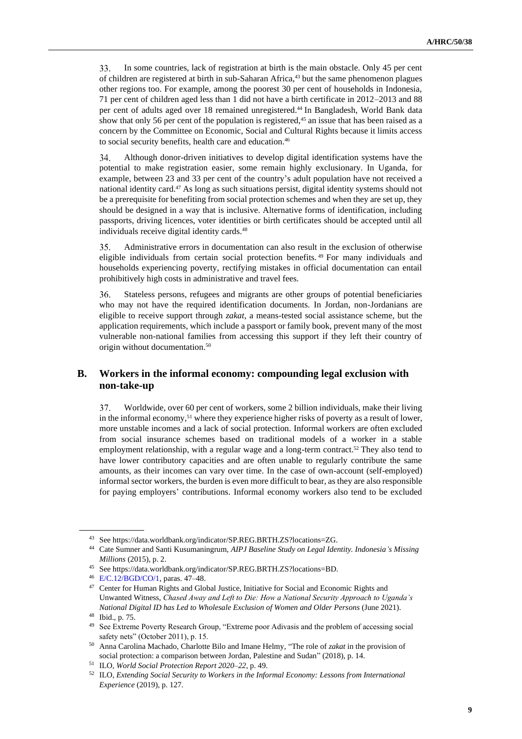33. In some countries, lack of registration at birth is the main obstacle. Only 45 per cent of children are registered at birth in sub-Saharan Africa,[43] but the same phenomenon plagues other regions too. For example, among the poorest 30 per cent of households in Indonesia, 71 per cent of children aged less than 1 did not have a birth certificate in 2012–2013 and 88 per cent of adults aged over 18 remained unregistered.[44] In Bangladesh, World Bank data show that only 56 per cent of the population is registered,[45] an issue that has been raised as a concern by the Committee on Economic, Social and Cultural Rights because it limits access to social security benefits, health care and education.[46]

34. Although donor-driven initiatives to develop digital identification systems have the potential to make registration easier, some remain highly exclusionary. In Uganda, for example, between 23 and 33 per cent of the country's adult population have not received a national identity card.[47] As long as such situations persist, digital identity systems should not be a prerequisite for benefiting from social protection schemes and when they are set up, they should be designed in a way that is inclusive. Alternative forms of identification, including passports, driving licences, voter identities or birth certificates should be accepted until all individuals receive digital identity cards.[48]

35. Administrative errors in documentation can also result in the exclusion of otherwise eligible individuals from certain social protection benefits.[49] For many individuals and households experiencing poverty, rectifying mistakes in official documentation can entail prohibitively high costs in administrative and travel fees.

36. Stateless persons, refugees and migrants are other groups of potential beneficiaries who may not have the required identification documents. In Jordan, non-Jordanians are eligible to receive support through *zakat*, a means-tested social assistance scheme, but the application requirements, which include a passport or family book, prevent many of the most vulnerable non-national families from accessing this support if they left their country of origin without documentation.[50]

## B. Workers in the informal economy: compounding legal exclusion with non-take-up

37. Worldwide, over 60 per cent of workers, some 2 billion individuals, make their living in the informal economy,[51] where they experience higher risks of poverty as a result of lower, more unstable incomes and a lack of social protection. Informal workers are often excluded from social insurance schemes based on traditional models of a worker in a stable employment relationship, with a regular wage and a long-term contract.[52] They also tend to have lower contributory capacities and are often unable to regularly contribute the same amounts, as their incomes can vary over time. In the case of own-account (self-employed) informal sector workers, the burden is even more difficult to bear, as they are also responsible for paying employers' contributions. Informal economy workers also tend to be excluded

---

[43] See https://data.worldbank.org/indicator/SP.REG.BRTH.ZS?locations=ZG.

[44] Cate Sumner and Santi Kusumaningrum, *AIPJ Baseline Study on Legal Identity. Indonesia's Missing Millions* (2015), p. 2.

[45] See https://data.worldbank.org/indicator/SP.REG.BRTH.ZS?locations=BD.

[46] E/C.12/BGD/CO/1, paras. 47–48.

[47] Center for Human Rights and Global Justice, Initiative for Social and Economic Rights and Unwanted Witness, *Chased Away and Left to Die: How a National Security Approach to Uganda's National Digital ID has Led to Wholesale Exclusion of Women and Older Persons* (June 2021).

[48] Ibid., p. 75.

[49] See Extreme Poverty Research Group, "Extreme poor Adivasis and the problem of accessing social safety nets" (October 2011), p. 15.

[50] Anna Carolina Machado, Charlotte Bilo and Imane Helmy, "The role of *zakat* in the provision of social protection: a comparison between Jordan, Palestine and Sudan" (2018), p. 14.

[51] ILO, *World Social Protection Report 2020–22*, p. 49.

[52] ILO, *Extending Social Security to Workers in the Informal Economy: Lessons from International Experience* (2019), p. 127.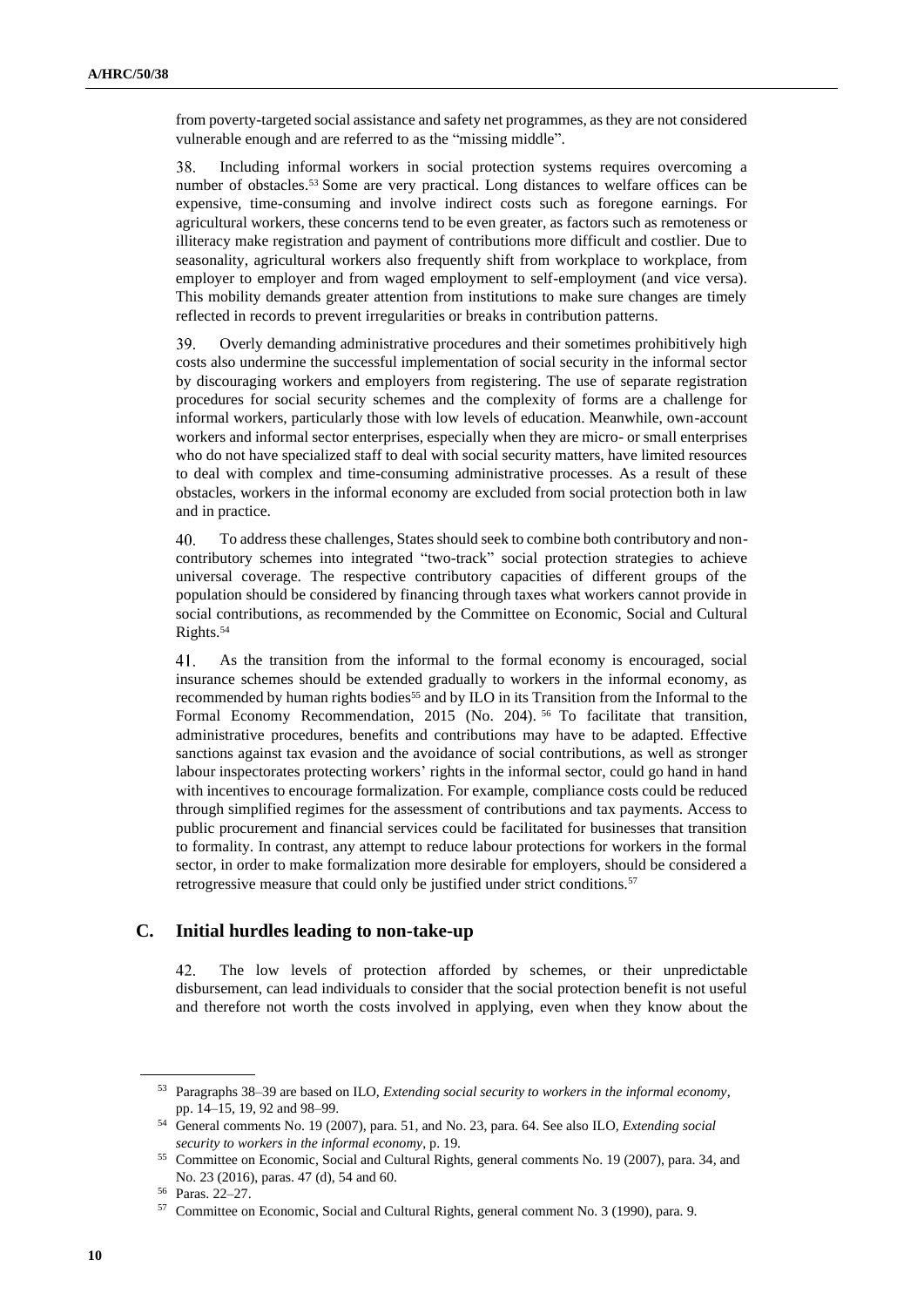from poverty-targeted social assistance and safety net programmes, as they are not considered vulnerable enough and are referred to as the "missing middle".

38. Including informal workers in social protection systems requires overcoming a number of obstacles.[53] Some are very practical. Long distances to welfare offices can be expensive, time-consuming and involve indirect costs such as foregone earnings. For agricultural workers, these concerns tend to be even greater, as factors such as remoteness or illiteracy make registration and payment of contributions more difficult and costlier. Due to seasonality, agricultural workers also frequently shift from workplace to workplace, from employer to employer and from waged employment to self-employment (and vice versa). This mobility demands greater attention from institutions to make sure changes are timely reflected in records to prevent irregularities or breaks in contribution patterns.

39. Overly demanding administrative procedures and their sometimes prohibitively high costs also undermine the successful implementation of social security in the informal sector by discouraging workers and employers from registering. The use of separate registration procedures for social security schemes and the complexity of forms are a challenge for informal workers, particularly those with low levels of education. Meanwhile, own-account workers and informal sector enterprises, especially when they are micro- or small enterprises who do not have specialized staff to deal with social security matters, have limited resources to deal with complex and time-consuming administrative processes. As a result of these obstacles, workers in the informal economy are excluded from social protection both in law and in practice.

40. To address these challenges, States should seek to combine both contributory and non-contributory schemes into integrated "two-track" social protection strategies to achieve universal coverage. The respective contributory capacities of different groups of the population should be considered by financing through taxes what workers cannot provide in social contributions, as recommended by the Committee on Economic, Social and Cultural Rights.[54]

41. As the transition from the informal to the formal economy is encouraged, social insurance schemes should be extended gradually to workers in the informal economy, as recommended by human rights bodies[55] and by ILO in its Transition from the Informal to the Formal Economy Recommendation, 2015 (No. 204).[56] To facilitate that transition, administrative procedures, benefits and contributions may have to be adapted. Effective sanctions against tax evasion and the avoidance of social contributions, as well as stronger labour inspectorates protecting workers' rights in the informal sector, could go hand in hand with incentives to encourage formalization. For example, compliance costs could be reduced through simplified regimes for the assessment of contributions and tax payments. Access to public procurement and financial services could be facilitated for businesses that transition to formality. In contrast, any attempt to reduce labour protections for workers in the formal sector, in order to make formalization more desirable for employers, should be considered a retrogressive measure that could only be justified under strict conditions.[57]

## C. Initial hurdles leading to non-take-up

42. The low levels of protection afforded by schemes, or their unpredictable disbursement, can lead individuals to consider that the social protection benefit is not useful and therefore not worth the costs involved in applying, even when they know about the

---

[53] Paragraphs 38–39 are based on ILO, *Extending social security to workers in the informal economy*, pp. 14–15, 19, 92 and 98–99.

[54] General comments No. 19 (2007), para. 51, and No. 23, para. 64. See also ILO, *Extending social security to workers in the informal economy*, p. 19.

[55] Committee on Economic, Social and Cultural Rights, general comments No. 19 (2007), para. 34, and No. 23 (2016), paras. 47 (d), 54 and 60.

[56] Paras. 22–27.

[57] Committee on Economic, Social and Cultural Rights, general comment No. 3 (1990), para. 9.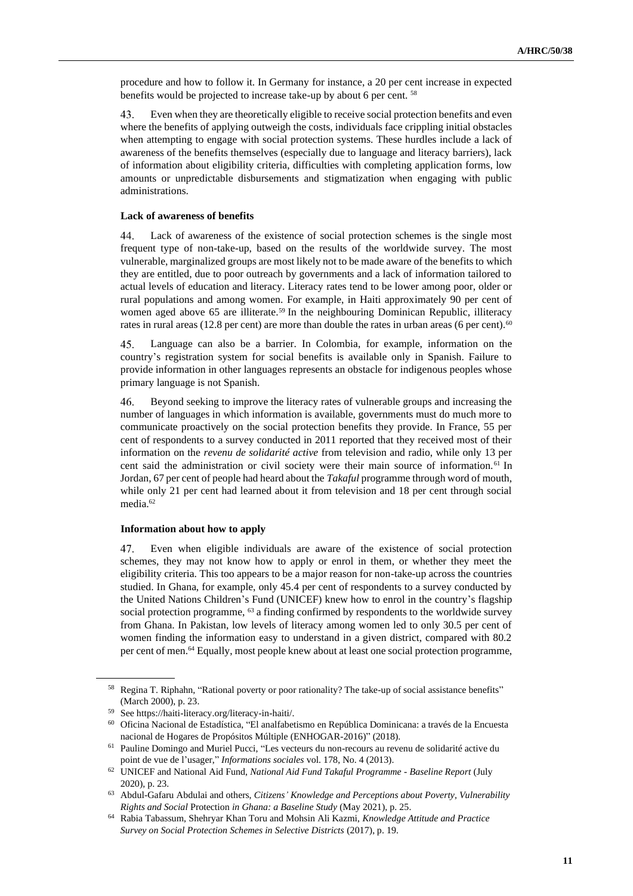procedure and how to follow it. In Germany for instance, a 20 per cent increase in expected benefits would be projected to increase take-up by about 6 per cent. [58]

43. Even when they are theoretically eligible to receive social protection benefits and even where the benefits of applying outweigh the costs, individuals face crippling initial obstacles when attempting to engage with social protection systems. These hurdles include a lack of awareness of the benefits themselves (especially due to language and literacy barriers), lack of information about eligibility criteria, difficulties with completing application forms, low amounts or unpredictable disbursements and stigmatization when engaging with public administrations.

**Lack of awareness of benefits**

44. Lack of awareness of the existence of social protection schemes is the single most frequent type of non-take-up, based on the results of the worldwide survey. The most vulnerable, marginalized groups are most likely not to be made aware of the benefits to which they are entitled, due to poor outreach by governments and a lack of information tailored to actual levels of education and literacy. Literacy rates tend to be lower among poor, older or rural populations and among women. For example, in Haiti approximately 90 per cent of women aged above 65 are illiterate.[59] In the neighbouring Dominican Republic, illiteracy rates in rural areas (12.8 per cent) are more than double the rates in urban areas (6 per cent).[60]

45. Language can also be a barrier. In Colombia, for example, information on the country's registration system for social benefits is available only in Spanish. Failure to provide information in other languages represents an obstacle for indigenous peoples whose primary language is not Spanish.

46. Beyond seeking to improve the literacy rates of vulnerable groups and increasing the number of languages in which information is available, governments must do much more to communicate proactively on the social protection benefits they provide. In France, 55 per cent of respondents to a survey conducted in 2011 reported that they received most of their information on the *revenu de solidarité active* from television and radio, while only 13 per cent said the administration or civil society were their main source of information.[61] In Jordan, 67 per cent of people had heard about the *Takaful* programme through word of mouth, while only 21 per cent had learned about it from television and 18 per cent through social media.[62]

**Information about how to apply**

47. Even when eligible individuals are aware of the existence of social protection schemes, they may not know how to apply or enrol in them, or whether they meet the eligibility criteria. This too appears to be a major reason for non-take-up across the countries studied. In Ghana, for example, only 45.4 per cent of respondents to a survey conducted by the United Nations Children's Fund (UNICEF) knew how to enrol in the country's flagship social protection programme, [63] a finding confirmed by respondents to the worldwide survey from Ghana. In Pakistan, low levels of literacy among women led to only 30.5 per cent of women finding the information easy to understand in a given district, compared with 80.2 per cent of men.[64] Equally, most people knew about at least one social protection programme,

---

[58] Regina T. Riphahn, "Rational poverty or poor rationality? The take-up of social assistance benefits" (March 2000), p. 23.

[59] See https://haiti-literacy.org/literacy-in-haiti/.

[60] Oficina Nacional de Estadística, "El analfabetismo en República Dominicana: a través de la Encuesta nacional de Hogares de Propósitos Múltiple (ENHOGAR-2016)" (2018).

[61] Pauline Domingo and Muriel Pucci, "Les vecteurs du non-recours au revenu de solidarité active du point de vue de l'usager," *Informations sociales* vol. 178, No. 4 (2013).

[62] UNICEF and National Aid Fund, *National Aid Fund Takaful Programme - Baseline Report* (July 2020), p. 23.

[63] Abdul-Gafaru Abdulai and others, *Citizens' Knowledge and Perceptions about Poverty, Vulnerability Rights and Social* Protection *in Ghana: a Baseline Study* (May 2021), p. 25.

[64] Rabia Tabassum, Shehryar Khan Toru and Mohsin Ali Kazmi, *Knowledge Attitude and Practice Survey on Social Protection Schemes in Selective Districts* (2017), p. 19.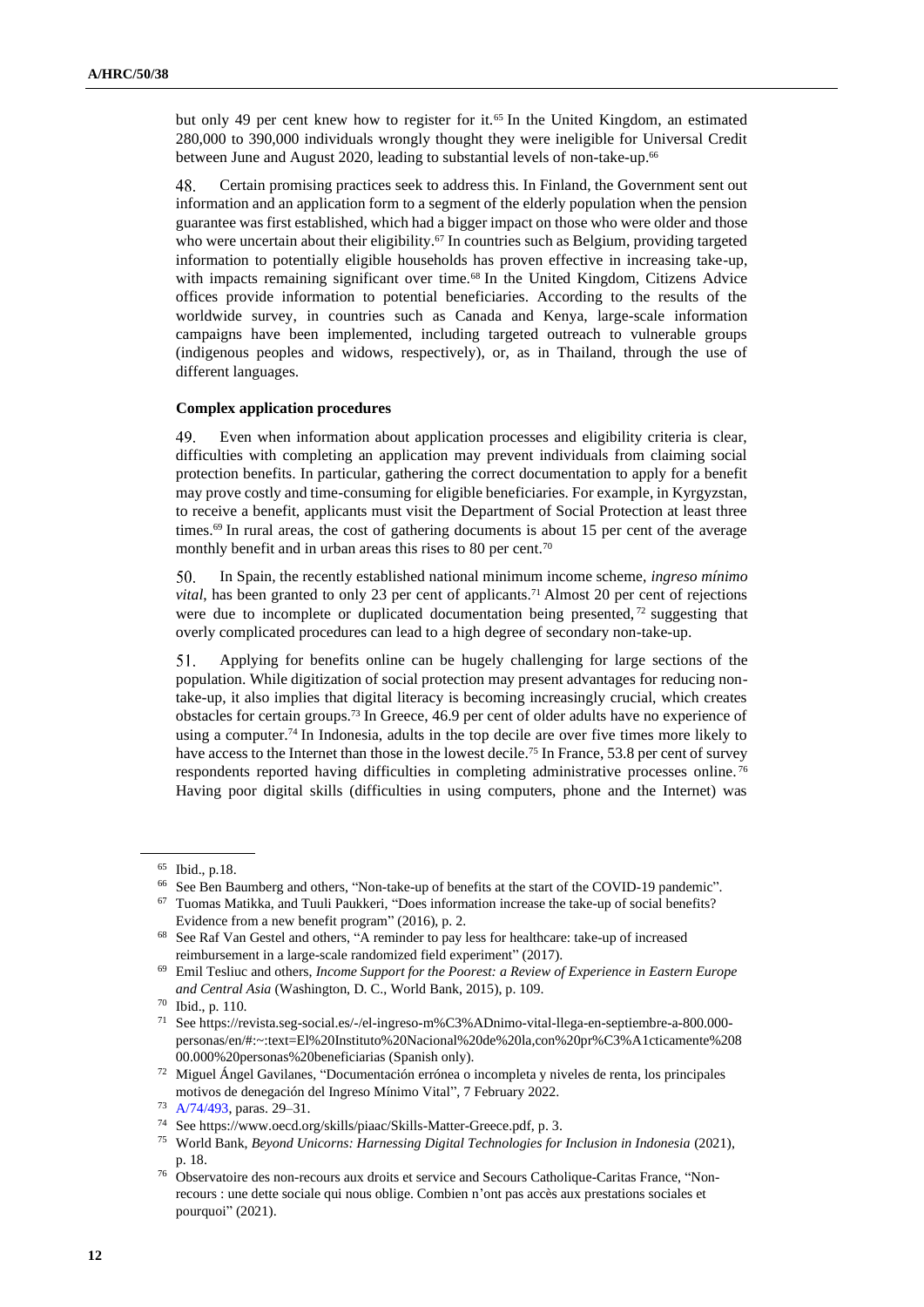but only 49 per cent knew how to register for it.[65] In the United Kingdom, an estimated 280,000 to 390,000 individuals wrongly thought they were ineligible for Universal Credit between June and August 2020, leading to substantial levels of non-take-up.[66]

48. Certain promising practices seek to address this. In Finland, the Government sent out information and an application form to a segment of the elderly population when the pension guarantee was first established, which had a bigger impact on those who were older and those who were uncertain about their eligibility.[67] In countries such as Belgium, providing targeted information to potentially eligible households has proven effective in increasing take-up, with impacts remaining significant over time.[68] In the United Kingdom, Citizens Advice offices provide information to potential beneficiaries. According to the results of the worldwide survey, in countries such as Canada and Kenya, large-scale information campaigns have been implemented, including targeted outreach to vulnerable groups (indigenous peoples and widows, respectively), or, as in Thailand, through the use of different languages.

**Complex application procedures**

49. Even when information about application processes and eligibility criteria is clear, difficulties with completing an application may prevent individuals from claiming social protection benefits. In particular, gathering the correct documentation to apply for a benefit may prove costly and time-consuming for eligible beneficiaries. For example, in Kyrgyzstan, to receive a benefit, applicants must visit the Department of Social Protection at least three times.[69] In rural areas, the cost of gathering documents is about 15 per cent of the average monthly benefit and in urban areas this rises to 80 per cent.[70]

50. In Spain, the recently established national minimum income scheme, *ingreso mínimo vital*, has been granted to only 23 per cent of applicants.[71] Almost 20 per cent of rejections were due to incomplete or duplicated documentation being presented,[72] suggesting that overly complicated procedures can lead to a high degree of secondary non-take-up.

51. Applying for benefits online can be hugely challenging for large sections of the population. While digitization of social protection may present advantages for reducing non-take-up, it also implies that digital literacy is becoming increasingly crucial, which creates obstacles for certain groups.[73] In Greece, 46.9 per cent of older adults have no experience of using a computer.[74] In Indonesia, adults in the top decile are over five times more likely to have access to the Internet than those in the lowest decile.[75] In France, 53.8 per cent of survey respondents reported having difficulties in completing administrative processes online.[76] Having poor digital skills (difficulties in using computers, phone and the Internet) was

---

[65] Ibid., p.18.

[66] See Ben Baumberg and others, "Non-take-up of benefits at the start of the COVID-19 pandemic".

[67] Tuomas Matikka, and Tuuli Paukkeri, "Does information increase the take-up of social benefits? Evidence from a new benefit program" (2016), p. 2.

[68] See Raf Van Gestel and others, "A reminder to pay less for healthcare: take-up of increased reimbursement in a large-scale randomized field experiment" (2017).

[69] Emil Tesliuc and others, *Income Support for the Poorest: a Review of Experience in Eastern Europe and Central Asia* (Washington, D. C., World Bank, 2015), p. 109.

[70] Ibid., p. 110.

[71] See https://revista.seg-social.es/-/el-ingreso-m%C3%ADnimo-vital-llega-en-septiembre-a-800.000-personas/en/#:~:text=El%20Instituto%20Nacional%20de%20la,con%20pr%C3%A1cticamente%20800.000%20personas%20beneficiarias (Spanish only).

[72] Miguel Ángel Gavilanes, "Documentación errónea o incompleta y niveles de renta, los principales motivos de denegación del Ingreso Mínimo Vital", 7 February 2022.

[73] A/74/493, paras. 29–31.

[74] See https://www.oecd.org/skills/piaac/Skills-Matter-Greece.pdf, p. 3.

[75] World Bank, *Beyond Unicorns: Harnessing Digital Technologies for Inclusion in Indonesia* (2021), p. 18.

[76] Observatoire des non-recours aux droits et service and Secours Catholique-Caritas France, "Non-recours : une dette sociale qui nous oblige. Combien n'ont pas accès aux prestations sociales et pourquoi" (2021).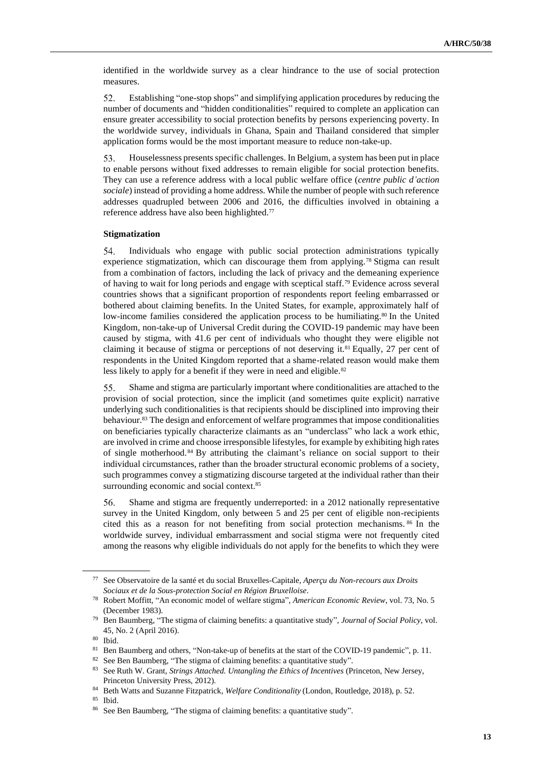identified in the worldwide survey as a clear hindrance to the use of social protection measures.

52. Establishing "one-stop shops" and simplifying application procedures by reducing the number of documents and "hidden conditionalities" required to complete an application can ensure greater accessibility to social protection benefits by persons experiencing poverty. In the worldwide survey, individuals in Ghana, Spain and Thailand considered that simpler application forms would be the most important measure to reduce non-take-up.

53. Houselessness presents specific challenges. In Belgium, a system has been put in place to enable persons without fixed addresses to remain eligible for social protection benefits. They can use a reference address with a local public welfare office (*centre public d'action sociale*) instead of providing a home address. While the number of people with such reference addresses quadrupled between 2006 and 2016, the difficulties involved in obtaining a reference address have also been highlighted.[77]

**Stigmatization**

54. Individuals who engage with public social protection administrations typically experience stigmatization, which can discourage them from applying.[78] Stigma can result from a combination of factors, including the lack of privacy and the demeaning experience of having to wait for long periods and engage with sceptical staff.[79] Evidence across several countries shows that a significant proportion of respondents report feeling embarrassed or bothered about claiming benefits. In the United States, for example, approximately half of low-income families considered the application process to be humiliating.[80] In the United Kingdom, non-take-up of Universal Credit during the COVID-19 pandemic may have been caused by stigma, with 41.6 per cent of individuals who thought they were eligible not claiming it because of stigma or perceptions of not deserving it.[81] Equally, 27 per cent of respondents in the United Kingdom reported that a shame-related reason would make them less likely to apply for a benefit if they were in need and eligible.[82]

55. Shame and stigma are particularly important where conditionalities are attached to the provision of social protection, since the implicit (and sometimes quite explicit) narrative underlying such conditionalities is that recipients should be disciplined into improving their behaviour.[83] The design and enforcement of welfare programmes that impose conditionalities on beneficiaries typically characterize claimants as an "underclass" who lack a work ethic, are involved in crime and choose irresponsible lifestyles, for example by exhibiting high rates of single motherhood.[84] By attributing the claimant's reliance on social support to their individual circumstances, rather than the broader structural economic problems of a society, such programmes convey a stigmatizing discourse targeted at the individual rather than their surrounding economic and social context.[85]

56. Shame and stigma are frequently underreported: in a 2012 nationally representative survey in the United Kingdom, only between 5 and 25 per cent of eligible non-recipients cited this as a reason for not benefiting from social protection mechanisms.[86] In the worldwide survey, individual embarrassment and social stigma were not frequently cited among the reasons why eligible individuals do not apply for the benefits to which they were

---

[77] See Observatoire de la santé et du social Bruxelles-Capitale, *Aperçu du Non-recours aux Droits Sociaux et de la Sous-protection Social en Région Bruxelloise*.

[78] Robert Moffitt, "An economic model of welfare stigma", *American Economic Review*, vol. 73, No. 5 (December 1983).

[79] Ben Baumberg, "The stigma of claiming benefits: a quantitative study", *Journal of Social Policy*, vol. 45, No. 2 (April 2016).

[80] Ibid.

[81] Ben Baumberg and others, "Non-take-up of benefits at the start of the COVID-19 pandemic", p. 11.

[82] See Ben Baumberg, "The stigma of claiming benefits: a quantitative study".

[83] See Ruth W. Grant, *Strings Attached. Untangling the Ethics of Incentives* (Princeton, New Jersey, Princeton University Press, 2012).

[84] Beth Watts and Suzanne Fitzpatrick, *Welfare Conditionality* (London, Routledge, 2018), p. 52.

[85] Ibid.

[86] See Ben Baumberg, "The stigma of claiming benefits: a quantitative study".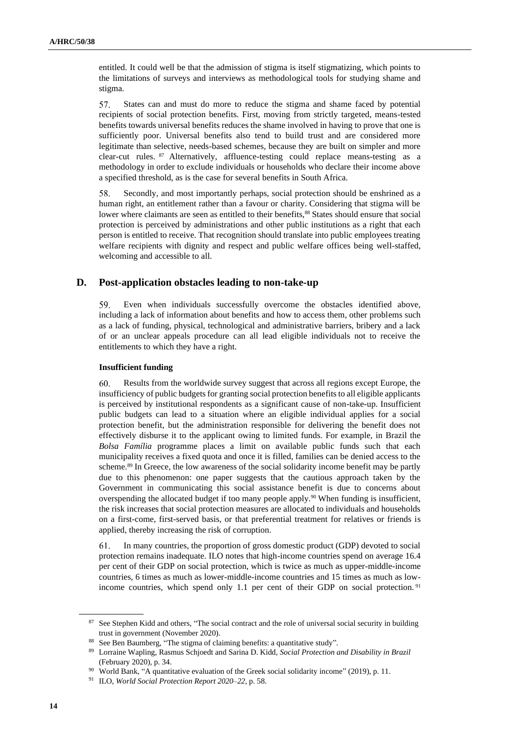entitled. It could well be that the admission of stigma is itself stigmatizing, which points to the limitations of surveys and interviews as methodological tools for studying shame and stigma.

57. States can and must do more to reduce the stigma and shame faced by potential recipients of social protection benefits. First, moving from strictly targeted, means-tested benefits towards universal benefits reduces the shame involved in having to prove that one is sufficiently poor. Universal benefits also tend to build trust and are considered more legitimate than selective, needs-based schemes, because they are built on simpler and more clear-cut rules.[87] Alternatively, affluence-testing could replace means-testing as a methodology in order to exclude individuals or households who declare their income above a specified threshold, as is the case for several benefits in South Africa.

58. Secondly, and most importantly perhaps, social protection should be enshrined as a human right, an entitlement rather than a favour or charity. Considering that stigma will be lower where claimants are seen as entitled to their benefits,[88] States should ensure that social protection is perceived by administrations and other public institutions as a right that each person is entitled to receive. That recognition should translate into public employees treating welfare recipients with dignity and respect and public welfare offices being well-staffed, welcoming and accessible to all.

## D. Post-application obstacles leading to non-take-up

59. Even when individuals successfully overcome the obstacles identified above, including a lack of information about benefits and how to access them, other problems such as a lack of funding, physical, technological and administrative barriers, bribery and a lack of or an unclear appeals procedure can all lead eligible individuals not to receive the entitlements to which they have a right.

### Insufficient funding

60. Results from the worldwide survey suggest that across all regions except Europe, the insufficiency of public budgets for granting social protection benefits to all eligible applicants is perceived by institutional respondents as a significant cause of non-take-up. Insufficient public budgets can lead to a situation where an eligible individual applies for a social protection benefit, but the administration responsible for delivering the benefit does not effectively disburse it to the applicant owing to limited funds. For example, in Brazil the *Bolsa Família* programme places a limit on available public funds such that each municipality receives a fixed quota and once it is filled, families can be denied access to the scheme.[89] In Greece, the low awareness of the social solidarity income benefit may be partly due to this phenomenon: one paper suggests that the cautious approach taken by the Government in communicating this social assistance benefit is due to concerns about overspending the allocated budget if too many people apply.[90] When funding is insufficient, the risk increases that social protection measures are allocated to individuals and households on a first-come, first-served basis, or that preferential treatment for relatives or friends is applied, thereby increasing the risk of corruption.

61. In many countries, the proportion of gross domestic product (GDP) devoted to social protection remains inadequate. ILO notes that high-income countries spend on average 16.4 per cent of their GDP on social protection, which is twice as much as upper-middle-income countries, 6 times as much as lower-middle-income countries and 15 times as much as low-income countries, which spend only 1.1 per cent of their GDP on social protection.[91]

---

[87] See Stephen Kidd and others, "The social contract and the role of universal social security in building trust in government (November 2020).

[88] See Ben Baumberg, "The stigma of claiming benefits: a quantitative study".

[89] Lorraine Wapling, Rasmus Schjoedt and Sarina D. Kidd, *Social Protection and Disability in Brazil* (February 2020), p. 34.

[90] World Bank, "A quantitative evaluation of the Greek social solidarity income" (2019), p. 11.

[91] ILO, *World Social Protection Report 2020–22*, p. 58.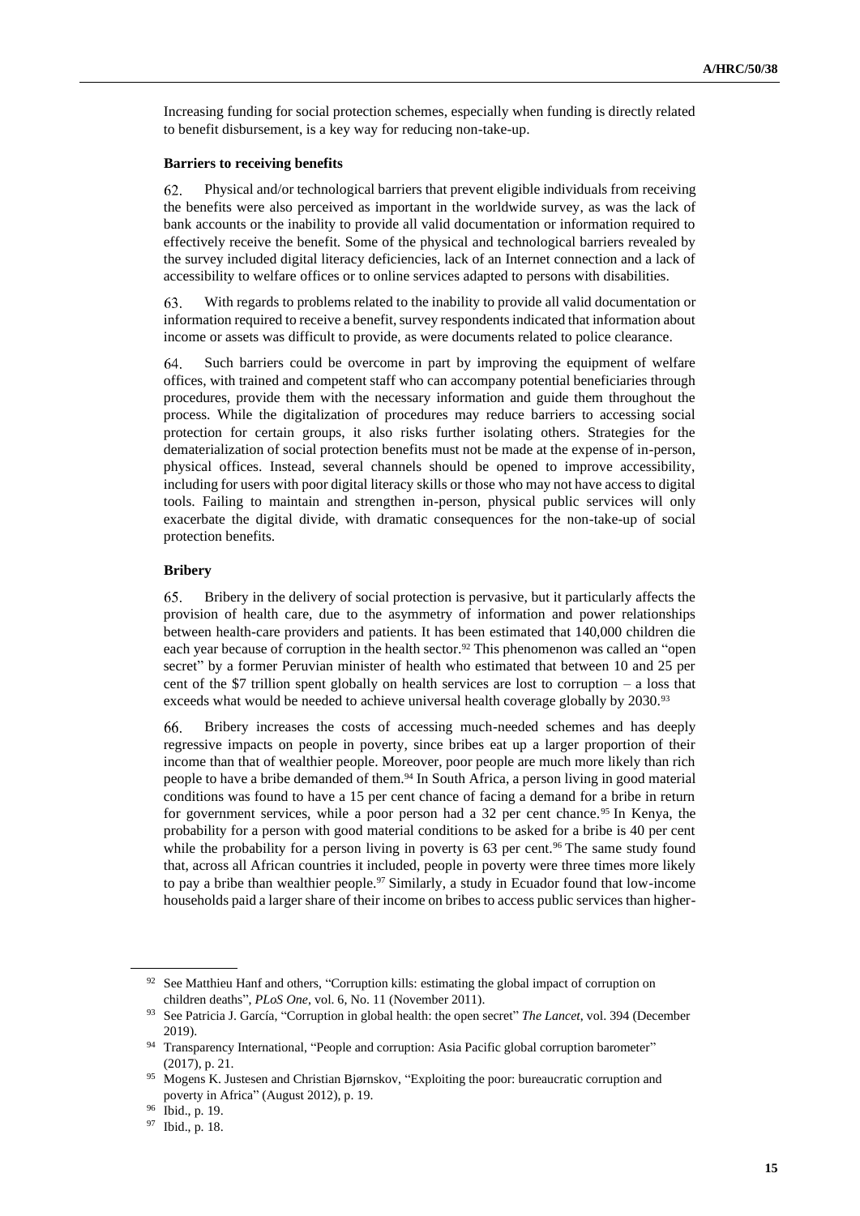Increasing funding for social protection schemes, especially when funding is directly related to benefit disbursement, is a key way for reducing non-take-up.

### Barriers to receiving benefits

62. Physical and/or technological barriers that prevent eligible individuals from receiving the benefits were also perceived as important in the worldwide survey, as was the lack of bank accounts or the inability to provide all valid documentation or information required to effectively receive the benefit. Some of the physical and technological barriers revealed by the survey included digital literacy deficiencies, lack of an Internet connection and a lack of accessibility to welfare offices or to online services adapted to persons with disabilities.

63. With regards to problems related to the inability to provide all valid documentation or information required to receive a benefit, survey respondents indicated that information about income or assets was difficult to provide, as were documents related to police clearance.

64. Such barriers could be overcome in part by improving the equipment of welfare offices, with trained and competent staff who can accompany potential beneficiaries through procedures, provide them with the necessary information and guide them throughout the process. While the digitalization of procedures may reduce barriers to accessing social protection for certain groups, it also risks further isolating others. Strategies for the dematerialization of social protection benefits must not be made at the expense of in-person, physical offices. Instead, several channels should be opened to improve accessibility, including for users with poor digital literacy skills or those who may not have access to digital tools. Failing to maintain and strengthen in-person, physical public services will only exacerbate the digital divide, with dramatic consequences for the non-take-up of social protection benefits.

### Bribery

65. Bribery in the delivery of social protection is pervasive, but it particularly affects the provision of health care, due to the asymmetry of information and power relationships between health-care providers and patients. It has been estimated that 140,000 children die each year because of corruption in the health sector.[92] This phenomenon was called an "open secret" by a former Peruvian minister of health who estimated that between 10 and 25 per cent of the $7 trillion spent globally on health services are lost to corruption – a loss that exceeds what would be needed to achieve universal health coverage globally by 2030.[93]

66. Bribery increases the costs of accessing much-needed schemes and has deeply regressive impacts on people in poverty, since bribes eat up a larger proportion of their income than that of wealthier people. Moreover, poor people are much more likely than rich people to have a bribe demanded of them.[94] In South Africa, a person living in good material conditions was found to have a 15 per cent chance of facing a demand for a bribe in return for government services, while a poor person had a 32 per cent chance.[95] In Kenya, the probability for a person with good material conditions to be asked for a bribe is 40 per cent while the probability for a person living in poverty is 63 per cent.[96] The same study found that, across all African countries it included, people in poverty were three times more likely to pay a bribe than wealthier people.[97] Similarly, a study in Ecuador found that low-income households paid a larger share of their income on bribes to access public services than higher-

---

[92] See Matthieu Hanf and others, "Corruption kills: estimating the global impact of corruption on children deaths", *PLoS One*, vol. 6, No. 11 (November 2011).

[93] See Patricia J. García, "Corruption in global health: the open secret" *The Lancet*, vol. 394 (December 2019).

[94] Transparency International, "People and corruption: Asia Pacific global corruption barometer" (2017), p. 21.

[95] Mogens K. Justesen and Christian Bjørnskov, "Exploiting the poor: bureaucratic corruption and poverty in Africa" (August 2012), p. 19.

[96] Ibid., p. 19.

[97] Ibid., p. 18.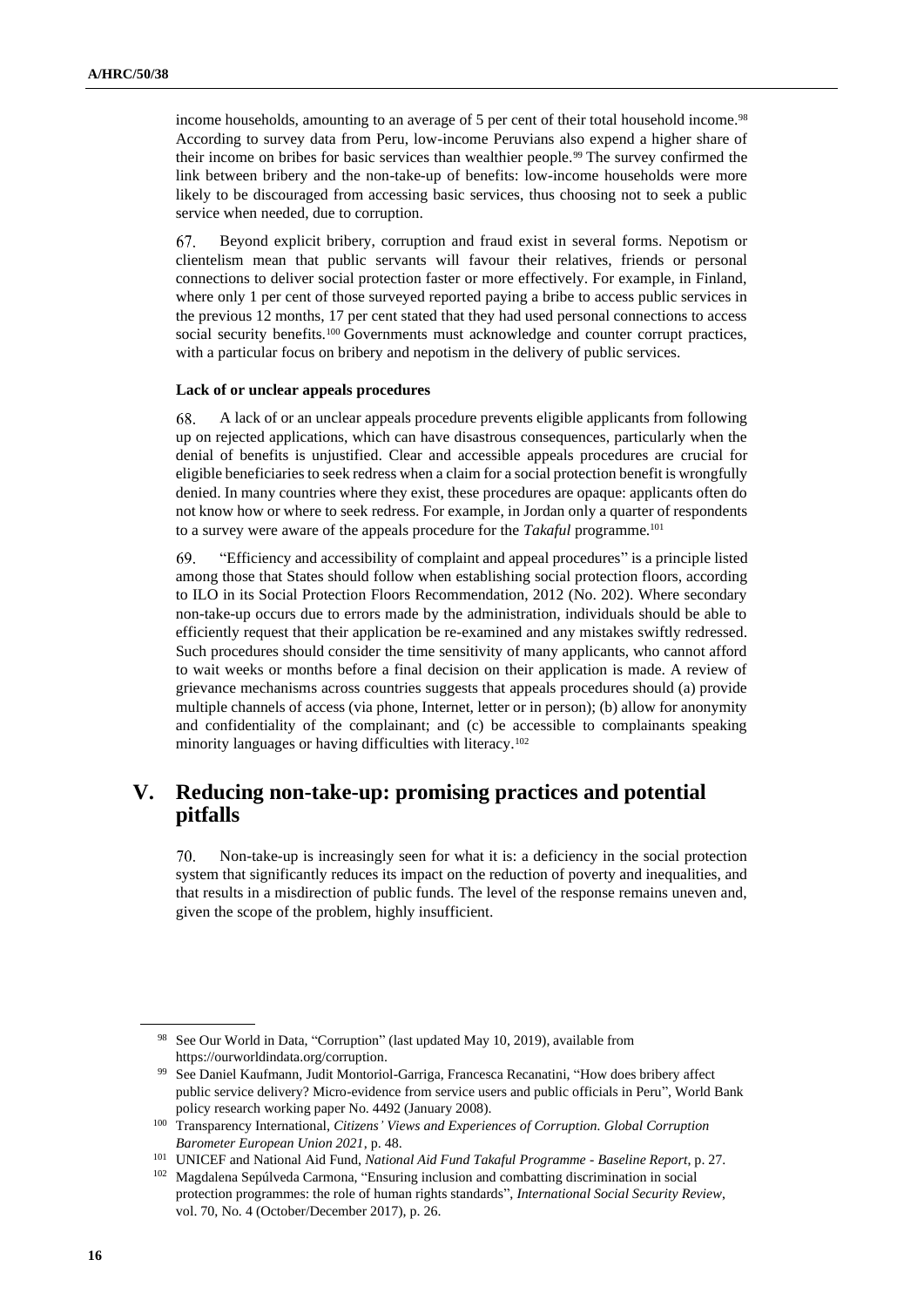income households, amounting to an average of 5 per cent of their total household income.[98] According to survey data from Peru, low-income Peruvians also expend a higher share of their income on bribes for basic services than wealthier people.[99] The survey confirmed the link between bribery and the non-take-up of benefits: low-income households were more likely to be discouraged from accessing basic services, thus choosing not to seek a public service when needed, due to corruption.

67. Beyond explicit bribery, corruption and fraud exist in several forms. Nepotism or clientelism mean that public servants will favour their relatives, friends or personal connections to deliver social protection faster or more effectively. For example, in Finland, where only 1 per cent of those surveyed reported paying a bribe to access public services in the previous 12 months, 17 per cent stated that they had used personal connections to access social security benefits.[100] Governments must acknowledge and counter corrupt practices, with a particular focus on bribery and nepotism in the delivery of public services.

#### Lack of or unclear appeals procedures

68. A lack of or an unclear appeals procedure prevents eligible applicants from following up on rejected applications, which can have disastrous consequences, particularly when the denial of benefits is unjustified. Clear and accessible appeals procedures are crucial for eligible beneficiaries to seek redress when a claim for a social protection benefit is wrongfully denied. In many countries where they exist, these procedures are opaque: applicants often do not know how or where to seek redress. For example, in Jordan only a quarter of respondents to a survey were aware of the appeals procedure for the *Takaful* programme.[101]

69. "Efficiency and accessibility of complaint and appeal procedures" is a principle listed among those that States should follow when establishing social protection floors, according to ILO in its Social Protection Floors Recommendation, 2012 (No. 202). Where secondary non-take-up occurs due to errors made by the administration, individuals should be able to efficiently request that their application be re-examined and any mistakes swiftly redressed. Such procedures should consider the time sensitivity of many applicants, who cannot afford to wait weeks or months before a final decision on their application is made. A review of grievance mechanisms across countries suggests that appeals procedures should (a) provide multiple channels of access (via phone, Internet, letter or in person); (b) allow for anonymity and confidentiality of the complainant; and (c) be accessible to complainants speaking minority languages or having difficulties with literacy.[102]

## V. Reducing non-take-up: promising practices and potential pitfalls

70. Non-take-up is increasingly seen for what it is: a deficiency in the social protection system that significantly reduces its impact on the reduction of poverty and inequalities, and that results in a misdirection of public funds. The level of the response remains uneven and, given the scope of the problem, highly insufficient.

---

[98] See Our World in Data, "Corruption" (last updated May 10, 2019), available from https://ourworldindata.org/corruption.

[99] See Daniel Kaufmann, Judit Montoriol-Garriga, Francesca Recanatini, "How does bribery affect public service delivery? Micro-evidence from service users and public officials in Peru", World Bank policy research working paper No. 4492 (January 2008).

[100] Transparency International, *Citizens' Views and Experiences of Corruption. Global Corruption Barometer European Union 2021*, p. 48.

[101] UNICEF and National Aid Fund, *National Aid Fund Takaful Programme - Baseline Report*, p. 27.

[102] Magdalena Sepúlveda Carmona, "Ensuring inclusion and combatting discrimination in social protection programmes: the role of human rights standards", *International Social Security Review*, vol. 70, No. 4 (October/December 2017), p. 26.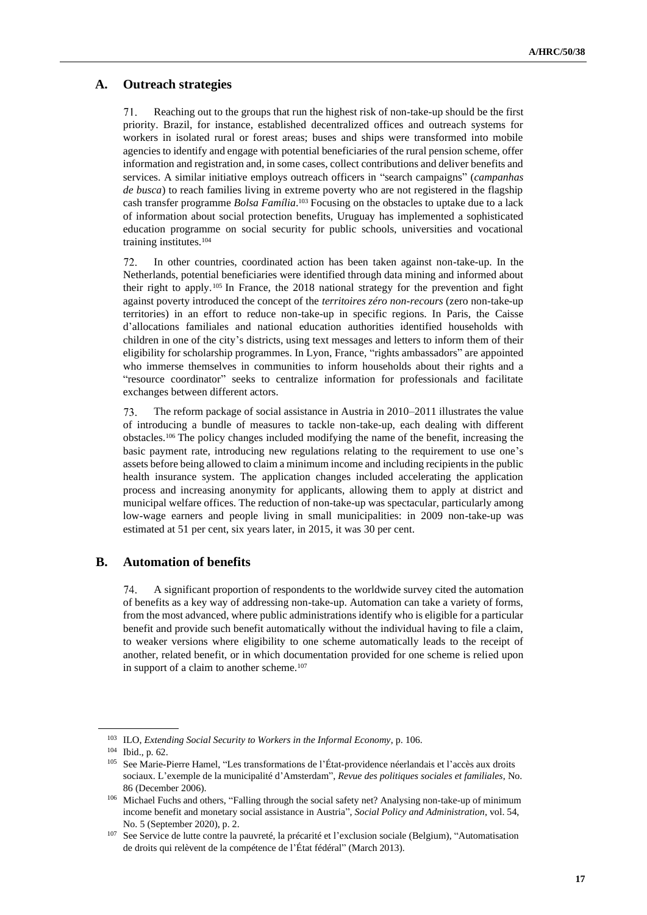## A. Outreach strategies

71. Reaching out to the groups that run the highest risk of non-take-up should be the first priority. Brazil, for instance, established decentralized offices and outreach systems for workers in isolated rural or forest areas; buses and ships were transformed into mobile agencies to identify and engage with potential beneficiaries of the rural pension scheme, offer information and registration and, in some cases, collect contributions and deliver benefits and services. A similar initiative employs outreach officers in "search campaigns" (*campanhas de busca*) to reach families living in extreme poverty who are not registered in the flagship cash transfer programme *Bolsa Família*.[103] Focusing on the obstacles to uptake due to a lack of information about social protection benefits, Uruguay has implemented a sophisticated education programme on social security for public schools, universities and vocational training institutes.[104]

72. In other countries, coordinated action has been taken against non-take-up. In the Netherlands, potential beneficiaries were identified through data mining and informed about their right to apply.[105] In France, the 2018 national strategy for the prevention and fight against poverty introduced the concept of the *territoires zéro non-recours* (zero non-take-up territories) in an effort to reduce non-take-up in specific regions. In Paris, the Caisse d'allocations familiales and national education authorities identified households with children in one of the city's districts, using text messages and letters to inform them of their eligibility for scholarship programmes. In Lyon, France, "rights ambassadors" are appointed who immerse themselves in communities to inform households about their rights and a "resource coordinator" seeks to centralize information for professionals and facilitate exchanges between different actors.

73. The reform package of social assistance in Austria in 2010–2011 illustrates the value of introducing a bundle of measures to tackle non-take-up, each dealing with different obstacles.[106] The policy changes included modifying the name of the benefit, increasing the basic payment rate, introducing new regulations relating to the requirement to use one's assets before being allowed to claim a minimum income and including recipients in the public health insurance system. The application changes included accelerating the application process and increasing anonymity for applicants, allowing them to apply at district and municipal welfare offices. The reduction of non-take-up was spectacular, particularly among low-wage earners and people living in small municipalities: in 2009 non-take-up was estimated at 51 per cent, six years later, in 2015, it was 30 per cent.

## B. Automation of benefits

74. A significant proportion of respondents to the worldwide survey cited the automation of benefits as a key way of addressing non-take-up. Automation can take a variety of forms, from the most advanced, where public administrations identify who is eligible for a particular benefit and provide such benefit automatically without the individual having to file a claim, to weaker versions where eligibility to one scheme automatically leads to the receipt of another, related benefit, or in which documentation provided for one scheme is relied upon in support of a claim to another scheme.[107]

---

[103] ILO, *Extending Social Security to Workers in the Informal Economy*, p. 106.

[104] Ibid., p. 62.

[105] See Marie-Pierre Hamel, "Les transformations de l'État-providence néerlandais et l'accès aux droits sociaux. L'exemple de la municipalité d'Amsterdam", *Revue des politiques sociales et familiales*, No. 86 (December 2006).

[106] Michael Fuchs and others, "Falling through the social safety net? Analysing non-take-up of minimum income benefit and monetary social assistance in Austria", *Social Policy and Administration*, vol. 54, No. 5 (September 2020), p. 2.

[107] See Service de lutte contre la pauvreté, la précarité et l'exclusion sociale (Belgium), "Automatisation de droits qui relèvent de la compétence de l'État fédéral" (March 2013).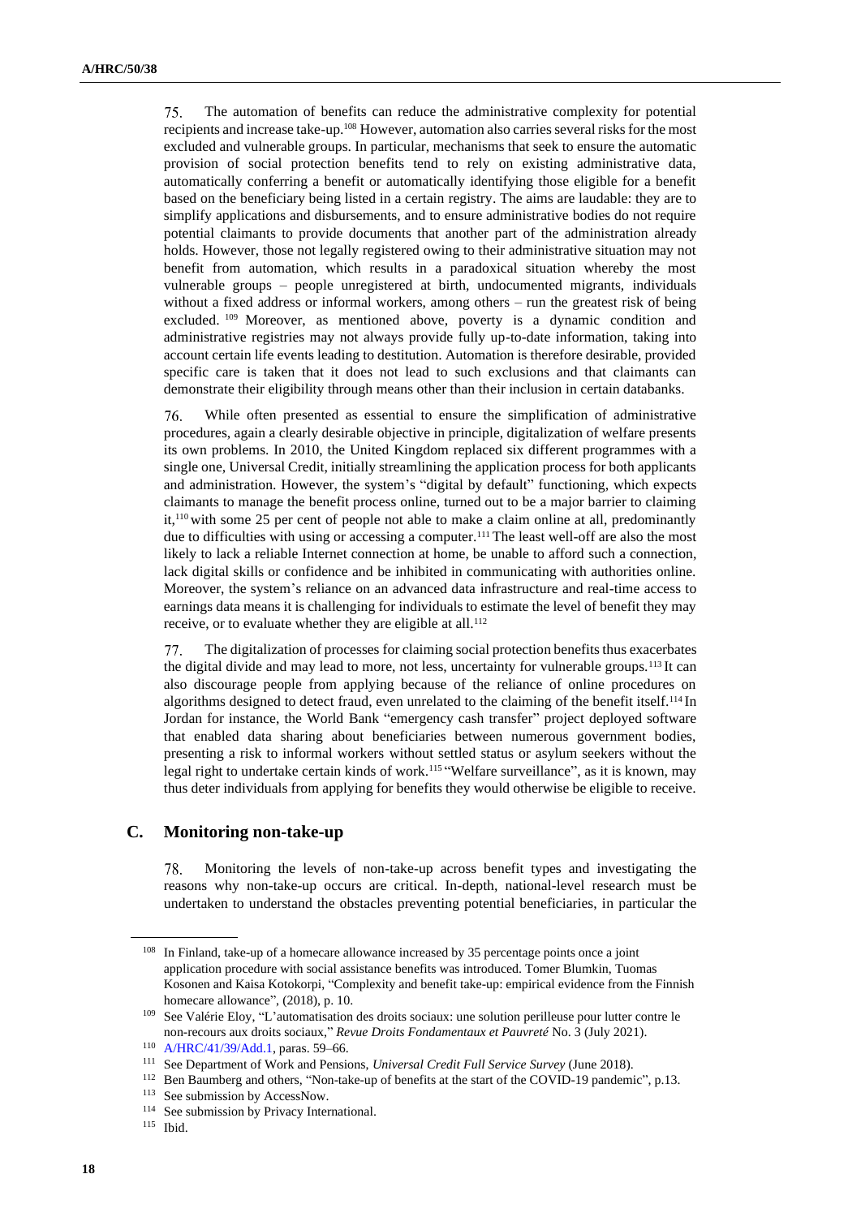75. The automation of benefits can reduce the administrative complexity for potential recipients and increase take-up.[108] However, automation also carries several risks for the most excluded and vulnerable groups. In particular, mechanisms that seek to ensure the automatic provision of social protection benefits tend to rely on existing administrative data, automatically conferring a benefit or automatically identifying those eligible for a benefit based on the beneficiary being listed in a certain registry. The aims are laudable: they are to simplify applications and disbursements, and to ensure administrative bodies do not require potential claimants to provide documents that another part of the administration already holds. However, those not legally registered owing to their administrative situation may not benefit from automation, which results in a paradoxical situation whereby the most vulnerable groups – people unregistered at birth, undocumented migrants, individuals without a fixed address or informal workers, among others – run the greatest risk of being excluded.[109] Moreover, as mentioned above, poverty is a dynamic condition and administrative registries may not always provide fully up-to-date information, taking into account certain life events leading to destitution. Automation is therefore desirable, provided specific care is taken that it does not lead to such exclusions and that claimants can demonstrate their eligibility through means other than their inclusion in certain databanks.

76. While often presented as essential to ensure the simplification of administrative procedures, again a clearly desirable objective in principle, digitalization of welfare presents its own problems. In 2010, the United Kingdom replaced six different programmes with a single one, Universal Credit, initially streamlining the application process for both applicants and administration. However, the system's "digital by default" functioning, which expects claimants to manage the benefit process online, turned out to be a major barrier to claiming it,[110] with some 25 per cent of people not able to make a claim online at all, predominantly due to difficulties with using or accessing a computer.[111] The least well-off are also the most likely to lack a reliable Internet connection at home, be unable to afford such a connection, lack digital skills or confidence and be inhibited in communicating with authorities online. Moreover, the system's reliance on an advanced data infrastructure and real-time access to earnings data means it is challenging for individuals to estimate the level of benefit they may receive, or to evaluate whether they are eligible at all.[112]

77. The digitalization of processes for claiming social protection benefits thus exacerbates the digital divide and may lead to more, not less, uncertainty for vulnerable groups.[113] It can also discourage people from applying because of the reliance of online procedures on algorithms designed to detect fraud, even unrelated to the claiming of the benefit itself.[114] In Jordan for instance, the World Bank "emergency cash transfer" project deployed software that enabled data sharing about beneficiaries between numerous government bodies, presenting a risk to informal workers without settled status or asylum seekers without the legal right to undertake certain kinds of work.[115] "Welfare surveillance", as it is known, may thus deter individuals from applying for benefits they would otherwise be eligible to receive.

## C. Monitoring non-take-up

78. Monitoring the levels of non-take-up across benefit types and investigating the reasons why non-take-up occurs are critical. In-depth, national-level research must be undertaken to understand the obstacles preventing potential beneficiaries, in particular the

---

[108] In Finland, take-up of a homecare allowance increased by 35 percentage points once a joint application procedure with social assistance benefits was introduced. Tomer Blumkin, Tuomas Kosonen and Kaisa Kotokorpi, "Complexity and benefit take-up: empirical evidence from the Finnish homecare allowance", (2018), p. 10.

[109] See Valérie Eloy, "L'automatisation des droits sociaux: une solution perilleuse pour lutter contre le non-recours aux droits sociaux," *Revue Droits Fondamentaux et Pauvreté* No. 3 (July 2021).

[110] A/HRC/41/39/Add.1, paras. 59–66.

[111] See Department of Work and Pensions, *Universal Credit Full Service Survey* (June 2018).

[112] Ben Baumberg and others, "Non-take-up of benefits at the start of the COVID-19 pandemic", p.13.

[113] See submission by AccessNow.

[114] See submission by Privacy International.

[115] Ibid.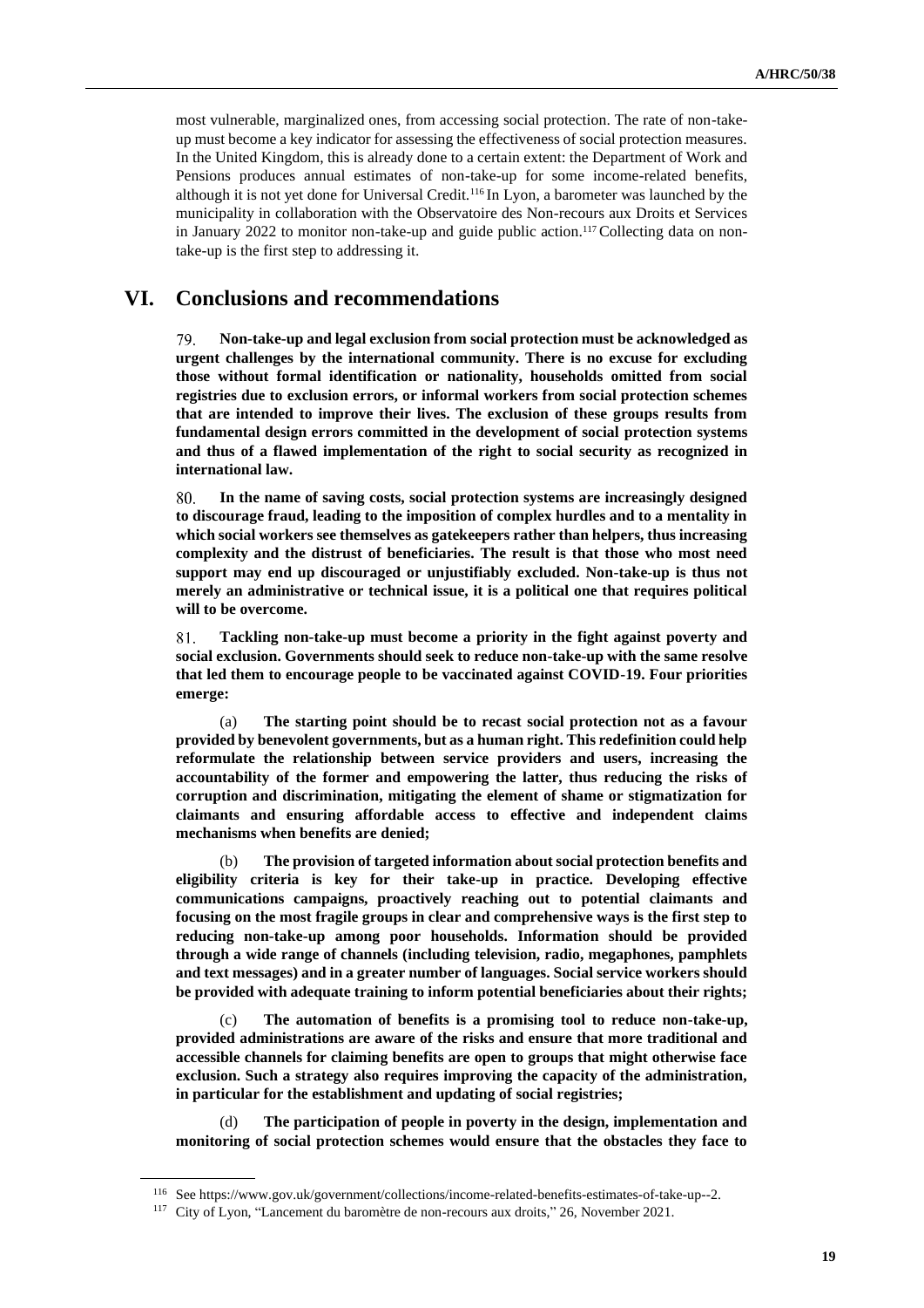most vulnerable, marginalized ones, from accessing social protection. The rate of non-take-up must become a key indicator for assessing the effectiveness of social protection measures. In the United Kingdom, this is already done to a certain extent: the Department of Work and Pensions produces annual estimates of non-take-up for some income-related benefits, although it is not yet done for Universal Credit.[116] In Lyon, a barometer was launched by the municipality in collaboration with the Observatoire des Non-recours aux Droits et Services in January 2022 to monitor non-take-up and guide public action.[117] Collecting data on non-take-up is the first step to addressing it.

# VI. Conclusions and recommendations

79. **Non-take-up and legal exclusion from social protection must be acknowledged as urgent challenges by the international community. There is no excuse for excluding those without formal identification or nationality, households omitted from social registries due to exclusion errors, or informal workers from social protection schemes that are intended to improve their lives. The exclusion of these groups results from fundamental design errors committed in the development of social protection systems and thus of a flawed implementation of the right to social security as recognized in international law.**

80. **In the name of saving costs, social protection systems are increasingly designed to discourage fraud, leading to the imposition of complex hurdles and to a mentality in which social workers see themselves as gatekeepers rather than helpers, thus increasing complexity and the distrust of beneficiaries. The result is that those who most need support may end up discouraged or unjustifiably excluded. Non-take-up is thus not merely an administrative or technical issue, it is a political one that requires political will to be overcome.**

81. **Tackling non-take-up must become a priority in the fight against poverty and social exclusion. Governments should seek to reduce non-take-up with the same resolve that led them to encourage people to be vaccinated against COVID-19. Four priorities emerge:**

(a) **The starting point should be to recast social protection not as a favour provided by benevolent governments, but as a human right. This redefinition could help reformulate the relationship between service providers and users, increasing the accountability of the former and empowering the latter, thus reducing the risks of corruption and discrimination, mitigating the element of shame or stigmatization for claimants and ensuring affordable access to effective and independent claims mechanisms when benefits are denied;**

(b) **The provision of targeted information about social protection benefits and eligibility criteria is key for their take-up in practice. Developing effective communications campaigns, proactively reaching out to potential claimants and focusing on the most fragile groups in clear and comprehensive ways is the first step to reducing non-take-up among poor households. Information should be provided through a wide range of channels (including television, radio, megaphones, pamphlets and text messages) and in a greater number of languages. Social service workers should be provided with adequate training to inform potential beneficiaries about their rights;**

(c) **The automation of benefits is a promising tool to reduce non-take-up, provided administrations are aware of the risks and ensure that more traditional and accessible channels for claiming benefits are open to groups that might otherwise face exclusion. Such a strategy also requires improving the capacity of the administration, in particular for the establishment and updating of social registries;**

(d) **The participation of people in poverty in the design, implementation and monitoring of social protection schemes would ensure that the obstacles they face to**

---

[116] See https://www.gov.uk/government/collections/income-related-benefits-estimates-of-take-up--2.

[117] City of Lyon, "Lancement du baromètre de non-recours aux droits," 26, November 2021.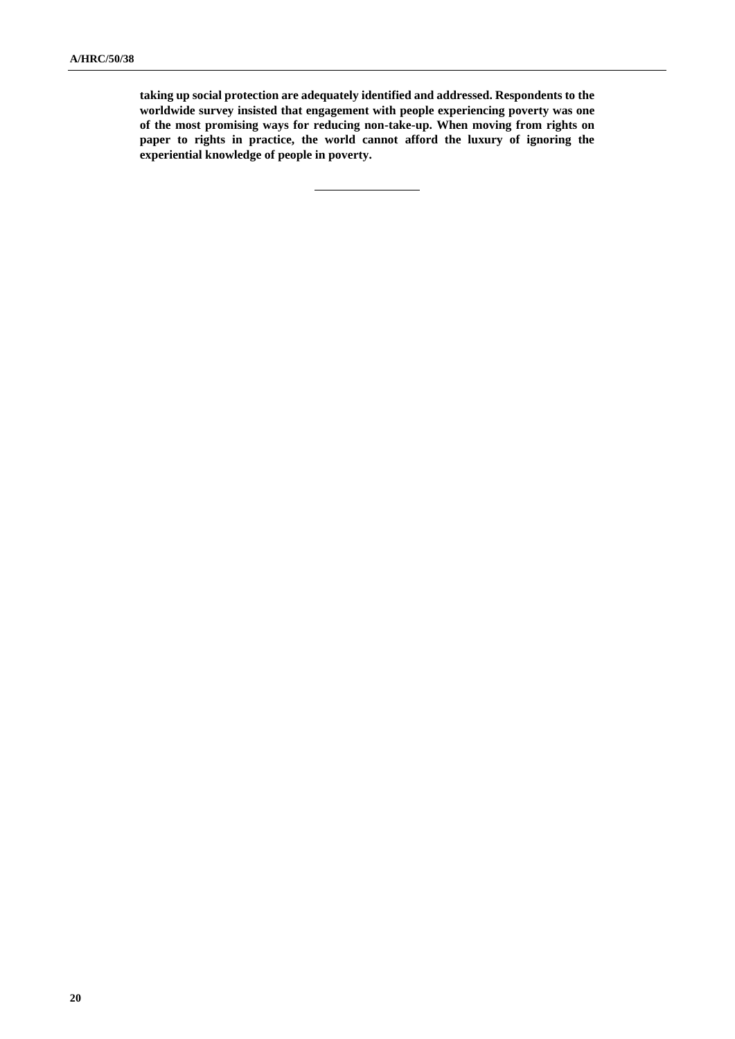**taking up social protection are adequately identified and addressed. Respondents to the worldwide survey insisted that engagement with people experiencing poverty was one of the most promising ways for reducing non-take-up. When moving from rights on paper to rights in practice, the world cannot afford the luxury of ignoring the experiential knowledge of people in poverty.**